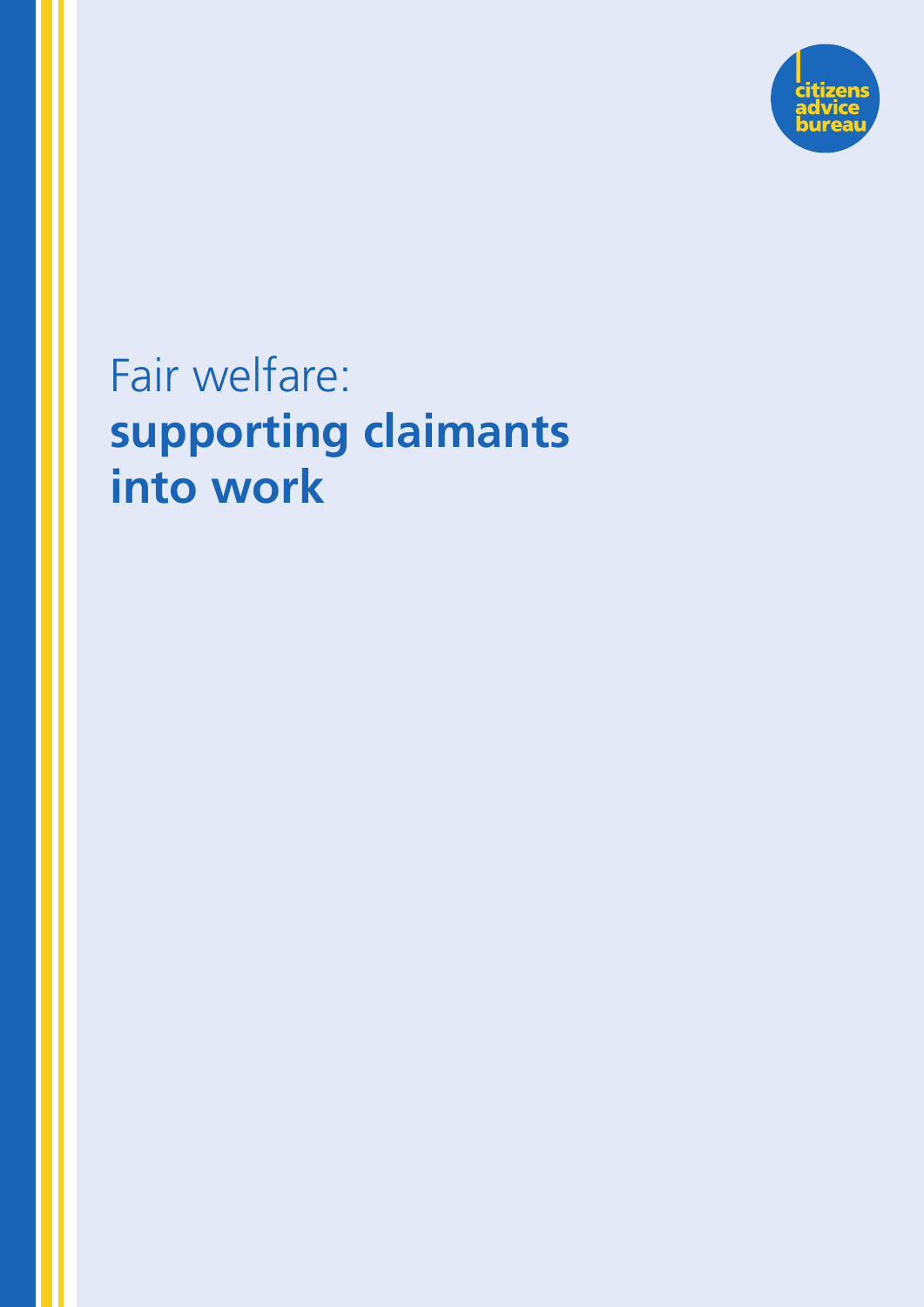citizens advice bureau

# Fair welfare: **supporting claimants into work**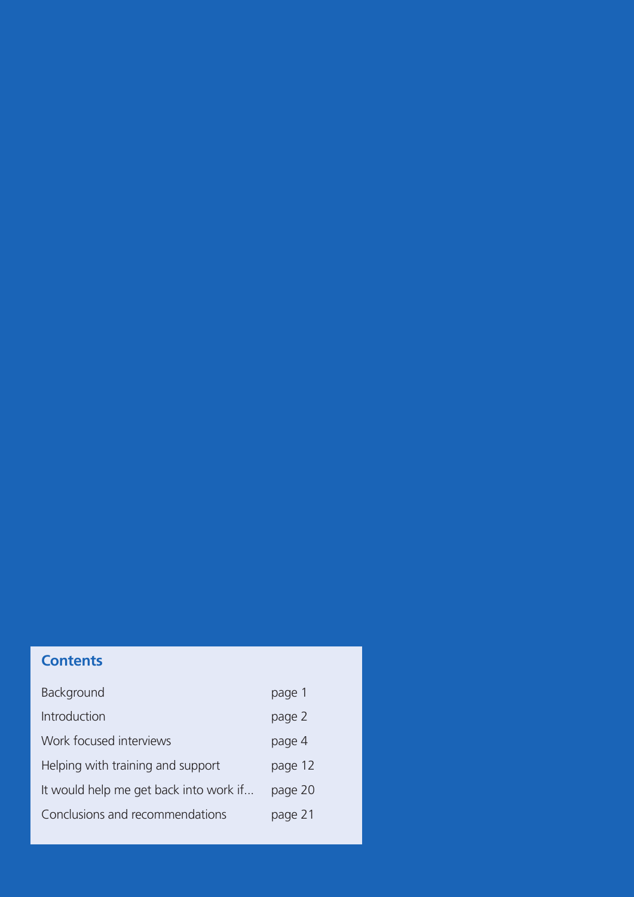## Contents

| | |
|---|---|
| Background | page 1 |
| Introduction | page 2 |
| Work focused interviews | page 4 |
| Helping with training and support | page 12 |
| It would help me get back into work if... | page 20 |
| Conclusions and recommendations | page 21 |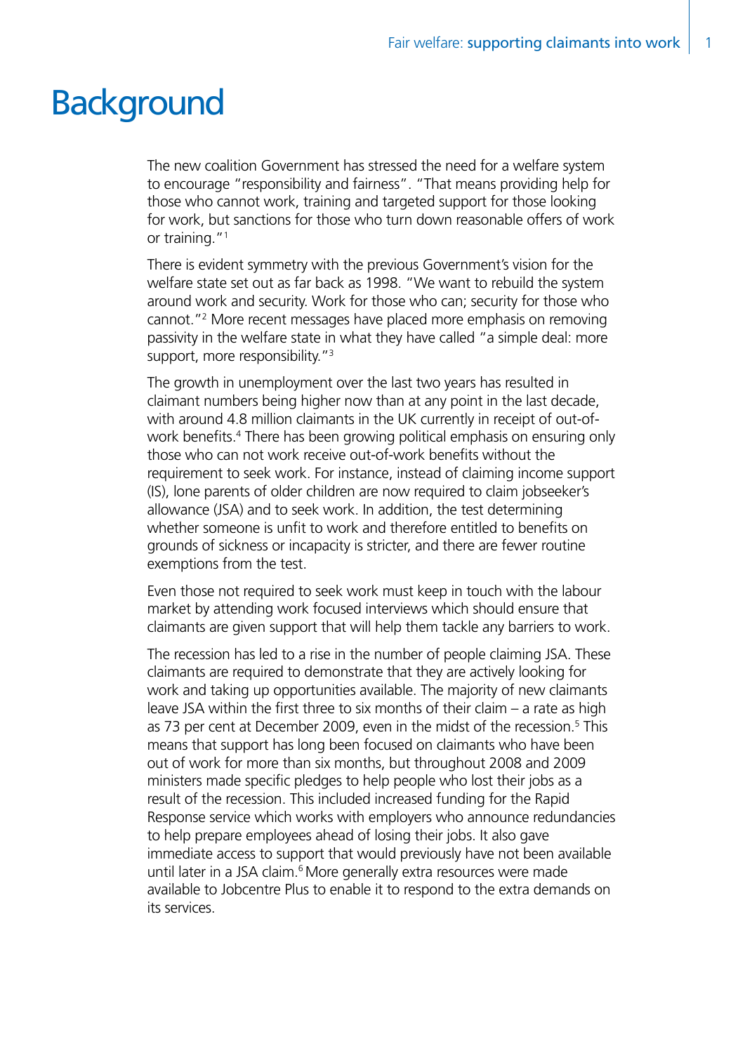# Background

The new coalition Government has stressed the need for a welfare system to encourage "responsibility and fairness". "That means providing help for those who cannot work, training and targeted support for those looking for work, but sanctions for those who turn down reasonable offers of work or training."[1]

There is evident symmetry with the previous Government's vision for the welfare state set out as far back as 1998. "We want to rebuild the system around work and security. Work for those who can; security for those who cannot."[2] More recent messages have placed more emphasis on removing passivity in the welfare state in what they have called "a simple deal: more support, more responsibility."[3]

The growth in unemployment over the last two years has resulted in claimant numbers being higher now than at any point in the last decade, with around 4.8 million claimants in the UK currently in receipt of out-of-work benefits.[4] There has been growing political emphasis on ensuring only those who can not work receive out-of-work benefits without the requirement to seek work. For instance, instead of claiming income support (IS), lone parents of older children are now required to claim jobseeker's allowance (JSA) and to seek work. In addition, the test determining whether someone is unfit to work and therefore entitled to benefits on grounds of sickness or incapacity is stricter, and there are fewer routine exemptions from the test.

Even those not required to seek work must keep in touch with the labour market by attending work focused interviews which should ensure that claimants are given support that will help them tackle any barriers to work.

The recession has led to a rise in the number of people claiming JSA. These claimants are required to demonstrate that they are actively looking for work and taking up opportunities available. The majority of new claimants leave JSA within the first three to six months of their claim – a rate as high as 73 per cent at December 2009, even in the midst of the recession.[5] This means that support has long been focused on claimants who have been out of work for more than six months, but throughout 2008 and 2009 ministers made specific pledges to help people who lost their jobs as a result of the recession. This included increased funding for the Rapid Response service which works with employers who announce redundancies to help prepare employees ahead of losing their jobs. It also gave immediate access to support that would previously have not been available until later in a JSA claim.[6] More generally extra resources were made available to Jobcentre Plus to enable it to respond to the extra demands on its services.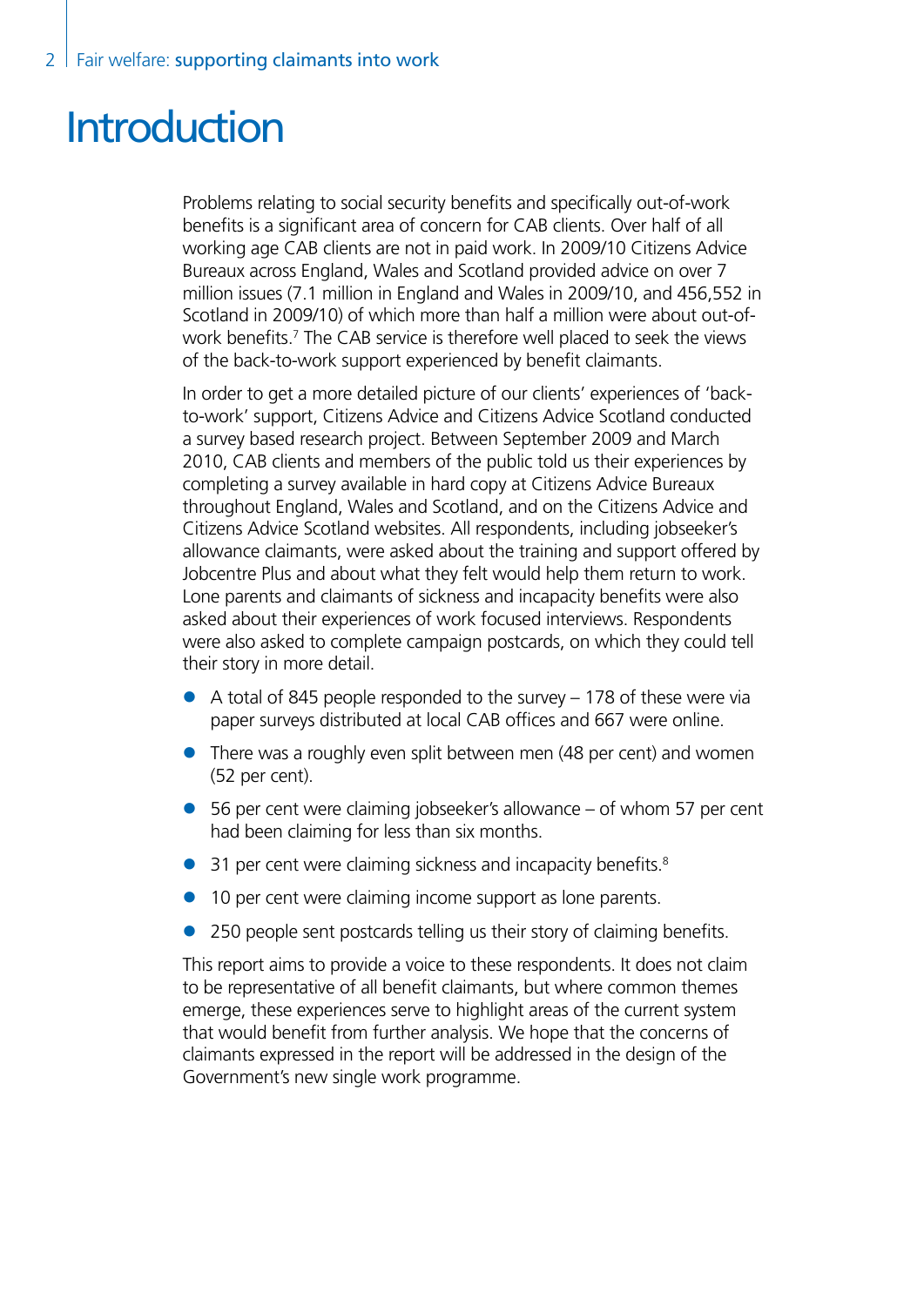# Introduction

Problems relating to social security benefits and specifically out-of-work benefits is a significant area of concern for CAB clients. Over half of all working age CAB clients are not in paid work. In 2009/10 Citizens Advice Bureaux across England, Wales and Scotland provided advice on over 7 million issues (7.1 million in England and Wales in 2009/10, and 456,552 in Scotland in 2009/10) of which more than half a million were about out-of-work benefits.[7] The CAB service is therefore well placed to seek the views of the back-to-work support experienced by benefit claimants.

In order to get a more detailed picture of our clients' experiences of 'back-to-work' support, Citizens Advice and Citizens Advice Scotland conducted a survey based research project. Between September 2009 and March 2010, CAB clients and members of the public told us their experiences by completing a survey available in hard copy at Citizens Advice Bureaux throughout England, Wales and Scotland, and on the Citizens Advice and Citizens Advice Scotland websites. All respondents, including jobseeker's allowance claimants, were asked about the training and support offered by Jobcentre Plus and about what they felt would help them return to work. Lone parents and claimants of sickness and incapacity benefits were also asked about their experiences of work focused interviews. Respondents were also asked to complete campaign postcards, on which they could tell their story in more detail.

- A total of 845 people responded to the survey – 178 of these were via paper surveys distributed at local CAB offices and 667 were online.
- There was a roughly even split between men (48 per cent) and women (52 per cent).
- 56 per cent were claiming jobseeker's allowance – of whom 57 per cent had been claiming for less than six months.
- 31 per cent were claiming sickness and incapacity benefits.[8]
- 10 per cent were claiming income support as lone parents.
- 250 people sent postcards telling us their story of claiming benefits.

This report aims to provide a voice to these respondents. It does not claim to be representative of all benefit claimants, but where common themes emerge, these experiences serve to highlight areas of the current system that would benefit from further analysis. We hope that the concerns of claimants expressed in the report will be addressed in the design of the Government's new single work programme.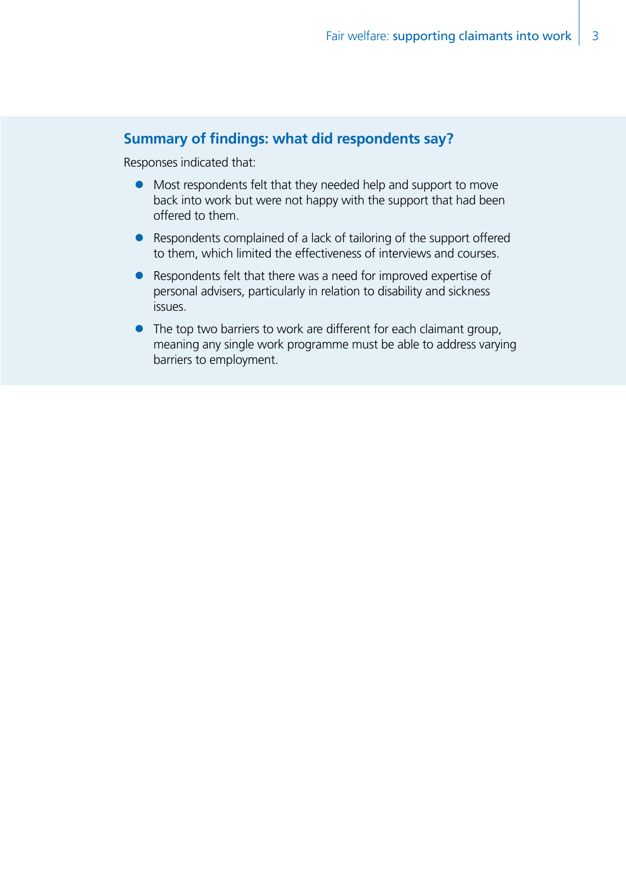## Summary of findings: what did respondents say?

Responses indicated that:

- Most respondents felt that they needed help and support to move back into work but were not happy with the support that had been offered to them.
- Respondents complained of a lack of tailoring of the support offered to them, which limited the effectiveness of interviews and courses.
- Respondents felt that there was a need for improved expertise of personal advisers, particularly in relation to disability and sickness issues.
- The top two barriers to work are different for each claimant group, meaning any single work programme must be able to address varying barriers to employment.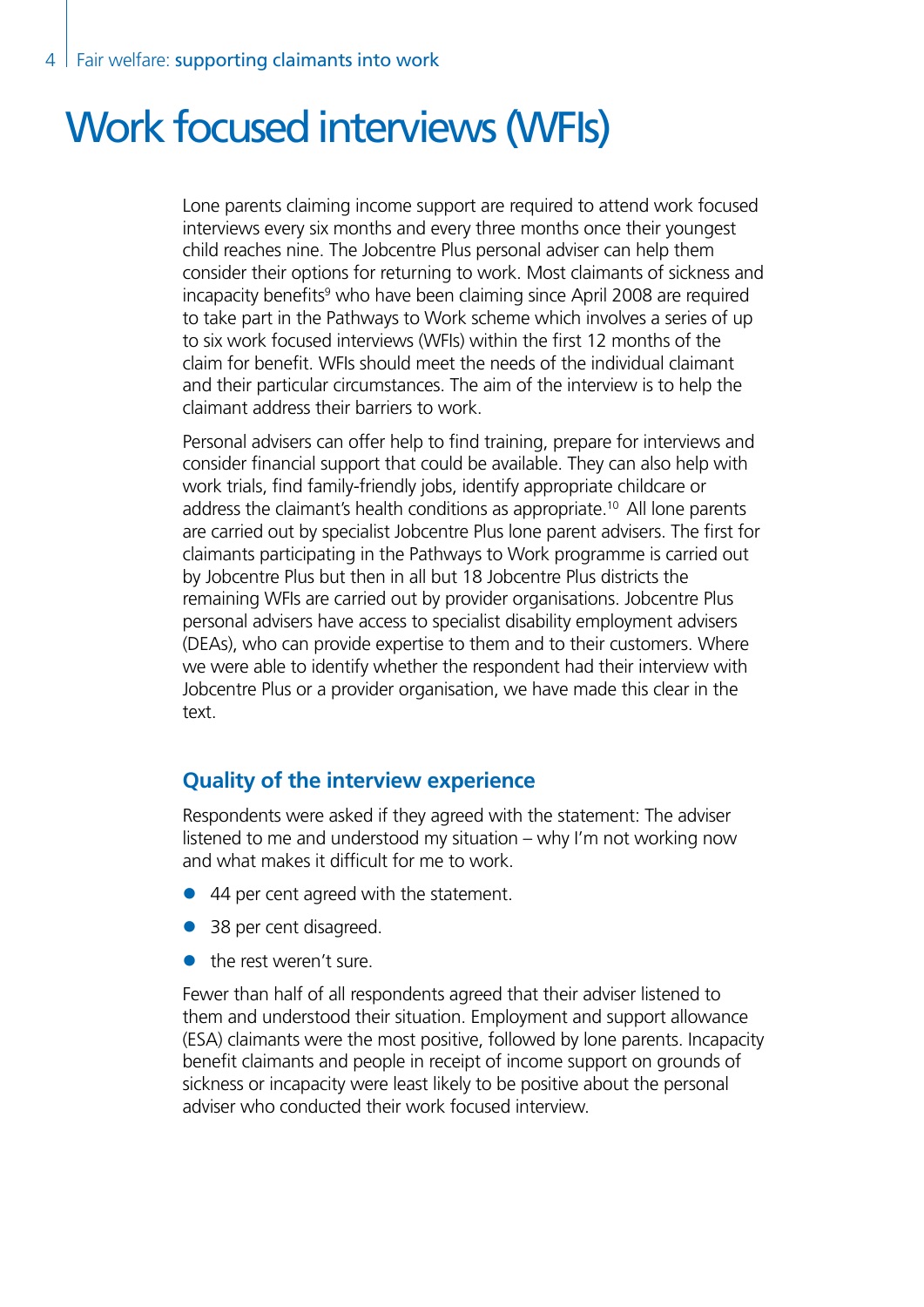# Work focused interviews (WFIs)

Lone parents claiming income support are required to attend work focused interviews every six months and every three months once their youngest child reaches nine. The Jobcentre Plus personal adviser can help them consider their options for returning to work. Most claimants of sickness and incapacity benefits[9] who have been claiming since April 2008 are required to take part in the Pathways to Work scheme which involves a series of up to six work focused interviews (WFIs) within the first 12 months of the claim for benefit. WFIs should meet the needs of the individual claimant and their particular circumstances. The aim of the interview is to help the claimant address their barriers to work.

Personal advisers can offer help to find training, prepare for interviews and consider financial support that could be available. They can also help with work trials, find family-friendly jobs, identify appropriate childcare or address the claimant's health conditions as appropriate.[10] All lone parents are carried out by specialist Jobcentre Plus lone parent advisers. The first for claimants participating in the Pathways to Work programme is carried out by Jobcentre Plus but then in all but 18 Jobcentre Plus districts the remaining WFIs are carried out by provider organisations. Jobcentre Plus personal advisers have access to specialist disability employment advisers (DEAs), who can provide expertise to them and to their customers. Where we were able to identify whether the respondent had their interview with Jobcentre Plus or a provider organisation, we have made this clear in the text.

## Quality of the interview experience

Respondents were asked if they agreed with the statement: The adviser listened to me and understood my situation – why I'm not working now and what makes it difficult for me to work.

- 44 per cent agreed with the statement.
- 38 per cent disagreed.
- the rest weren't sure.

Fewer than half of all respondents agreed that their adviser listened to them and understood their situation. Employment and support allowance (ESA) claimants were the most positive, followed by lone parents. Incapacity benefit claimants and people in receipt of income support on grounds of sickness or incapacity were least likely to be positive about the personal adviser who conducted their work focused interview.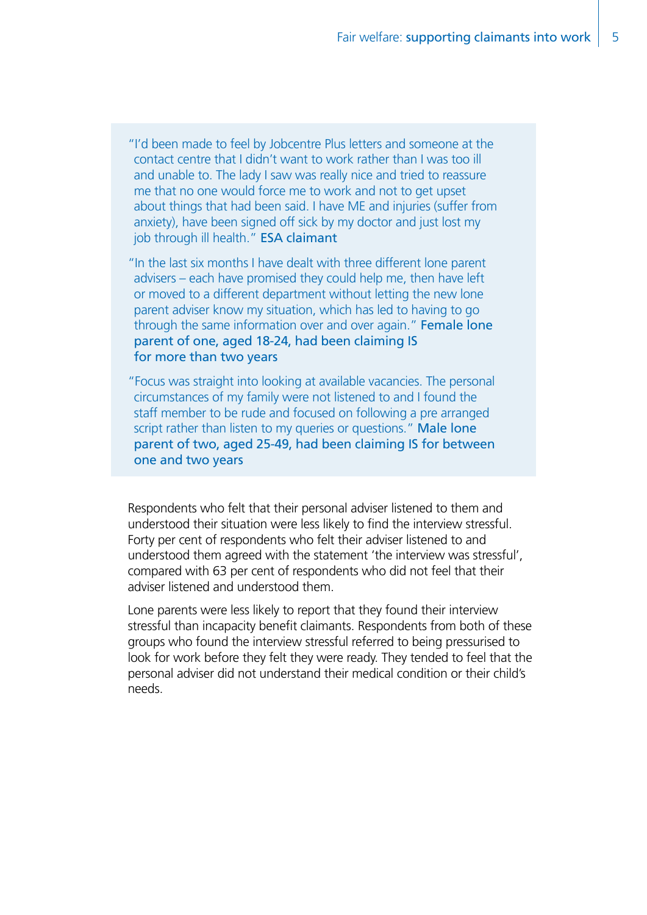"I'd been made to feel by Jobcentre Plus letters and someone at the contact centre that I didn't want to work rather than I was too ill and unable to. The lady I saw was really nice and tried to reassure me that no one would force me to work and not to get upset about things that had been said. I have ME and injuries (suffer from anxiety), have been signed off sick by my doctor and just lost my job through ill health." **ESA claimant**

"In the last six months I have dealt with three different lone parent advisers – each have promised they could help me, then have left or moved to a different department without letting the new lone parent adviser know my situation, which has led to having to go through the same information over and over again." **Female lone parent of one, aged 18-24, had been claiming IS for more than two years**

"Focus was straight into looking at available vacancies. The personal circumstances of my family were not listened to and I found the staff member to be rude and focused on following a pre arranged script rather than listen to my queries or questions." **Male lone parent of two, aged 25-49, had been claiming IS for between one and two years**

Respondents who felt that their personal adviser listened to them and understood their situation were less likely to find the interview stressful. Forty per cent of respondents who felt their adviser listened to and understood them agreed with the statement 'the interview was stressful', compared with 63 per cent of respondents who did not feel that their adviser listened and understood them.

Lone parents were less likely to report that they found their interview stressful than incapacity benefit claimants. Respondents from both of these groups who found the interview stressful referred to being pressurised to look for work before they felt they were ready. They tended to feel that the personal adviser did not understand their medical condition or their child's needs.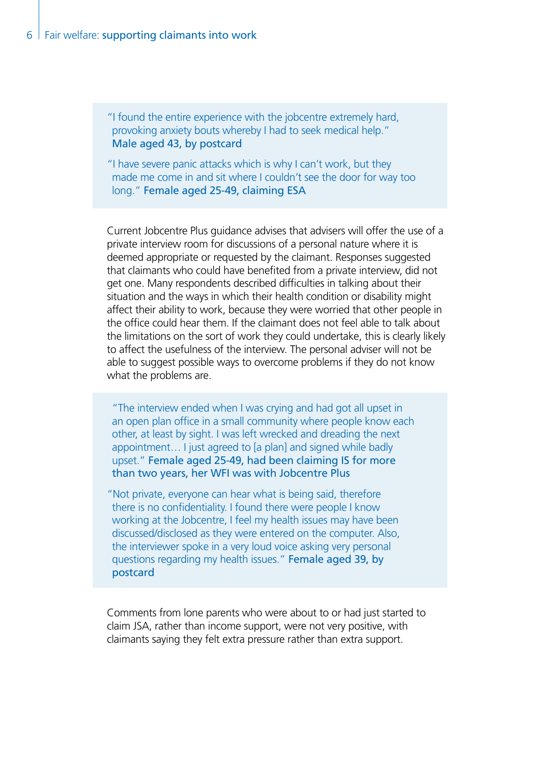"I found the entire experience with the jobcentre extremely hard, provoking anxiety bouts whereby I had to seek medical help." **Male aged 43, by postcard**

"I have severe panic attacks which is why I can't work, but they made me come in and sit where I couldn't see the door for way too long." **Female aged 25-49, claiming ESA**

Current Jobcentre Plus guidance advises that advisers will offer the use of a private interview room for discussions of a personal nature where it is deemed appropriate or requested by the claimant. Responses suggested that claimants who could have benefited from a private interview, did not get one. Many respondents described difficulties in talking about their situation and the ways in which their health condition or disability might affect their ability to work, because they were worried that other people in the office could hear them. If the claimant does not feel able to talk about the limitations on the sort of work they could undertake, this is clearly likely to affect the usefulness of the interview. The personal adviser will not be able to suggest possible ways to overcome problems if they do not know what the problems are.

"The interview ended when I was crying and had got all upset in an open plan office in a small community where people know each other, at least by sight. I was left wrecked and dreading the next appointment… I just agreed to [a plan] and signed while badly upset." **Female aged 25-49, had been claiming IS for more than two years, her WFI was with Jobcentre Plus**

"Not private, everyone can hear what is being said, therefore there is no confidentiality. I found there were people I know working at the Jobcentre, I feel my health issues may have been discussed/disclosed as they were entered on the computer. Also, the interviewer spoke in a very loud voice asking very personal questions regarding my health issues." **Female aged 39, by postcard**

Comments from lone parents who were about to or had just started to claim JSA, rather than income support, were not very positive, with claimants saying they felt extra pressure rather than extra support.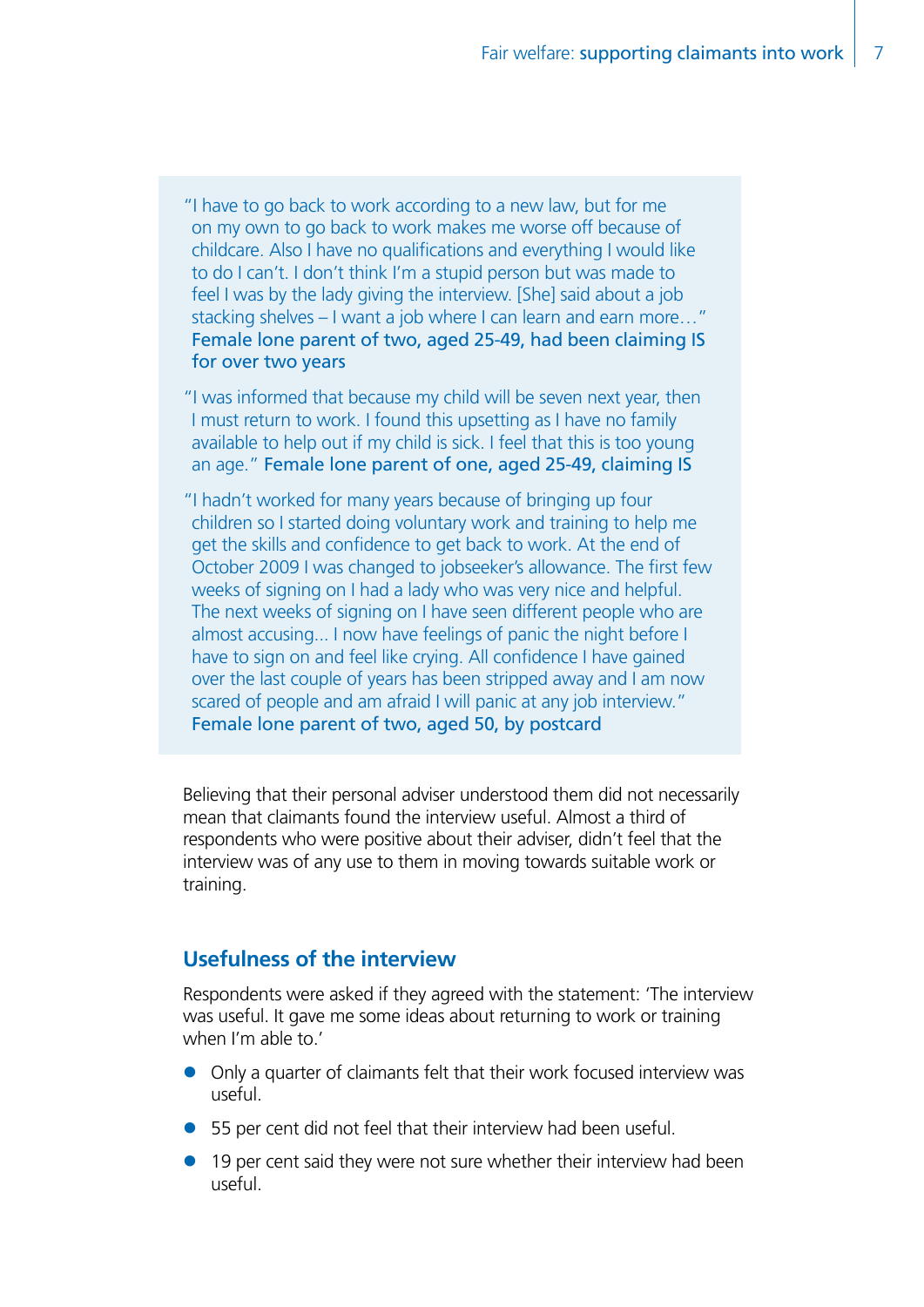> "I have to go back to work according to a new law, but for me on my own to go back to work makes me worse off because of childcare. Also I have no qualifications and everything I would like to do I can't. I don't think I'm a stupid person but was made to feel I was by the lady giving the interview. [She] said about a job stacking shelves – I want a job where I can learn and earn more…" **Female lone parent of two, aged 25-49, had been claiming IS for over two years**
>
> "I was informed that because my child will be seven next year, then I must return to work. I found this upsetting as I have no family available to help out if my child is sick. I feel that this is too young an age." **Female lone parent of one, aged 25-49, claiming IS**
>
> "I hadn't worked for many years because of bringing up four children so I started doing voluntary work and training to help me get the skills and confidence to get back to work. At the end of October 2009 I was changed to jobseeker's allowance. The first few weeks of signing on I had a lady who was very nice and helpful. The next weeks of signing on I have seen different people who are almost accusing... I now have feelings of panic the night before I have to sign on and feel like crying. All confidence I have gained over the last couple of years has been stripped away and I am now scared of people and am afraid I will panic at any job interview." **Female lone parent of two, aged 50, by postcard**

Believing that their personal adviser understood them did not necessarily mean that claimants found the interview useful. Almost a third of respondents who were positive about their adviser, didn't feel that the interview was of any use to them in moving towards suitable work or training.

## Usefulness of the interview

Respondents were asked if they agreed with the statement: 'The interview was useful. It gave me some ideas about returning to work or training when I'm able to.'

- Only a quarter of claimants felt that their work focused interview was useful.
- 55 per cent did not feel that their interview had been useful.
- 19 per cent said they were not sure whether their interview had been useful.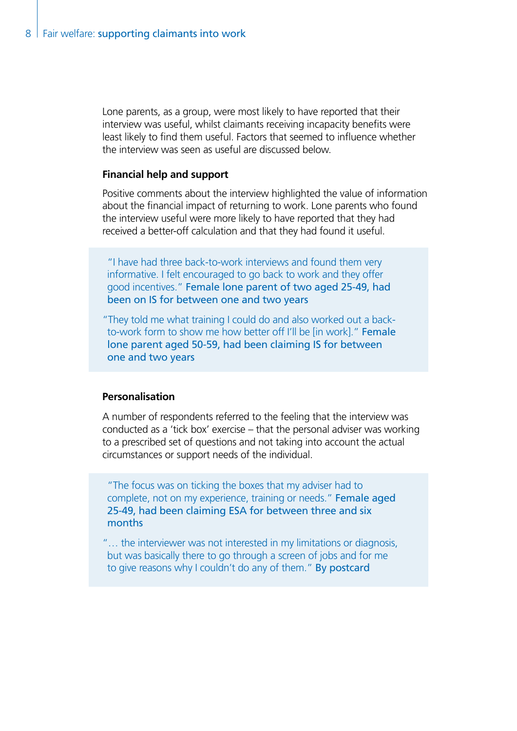Lone parents, as a group, were most likely to have reported that their interview was useful, whilst claimants receiving incapacity benefits were least likely to find them useful. Factors that seemed to influence whether the interview was seen as useful are discussed below.

**Financial help and support**

Positive comments about the interview highlighted the value of information about the financial impact of returning to work. Lone parents who found the interview useful were more likely to have reported that they had received a better-off calculation and that they had found it useful.

> "I have had three back-to-work interviews and found them very informative. I felt encouraged to go back to work and they offer good incentives." **Female lone parent of two aged 25-49, had been on IS for between one and two years**
>
> "They told me what training I could do and also worked out a back-to-work form to show me how better off I'll be [in work]." **Female lone parent aged 50-59, had been claiming IS for between one and two years**

**Personalisation**

A number of respondents referred to the feeling that the interview was conducted as a 'tick box' exercise – that the personal adviser was working to a prescribed set of questions and not taking into account the actual circumstances or support needs of the individual.

> "The focus was on ticking the boxes that my adviser had to complete, not on my experience, training or needs." **Female aged 25-49, had been claiming ESA for between three and six months**
>
> "… the interviewer was not interested in my limitations or diagnosis, but was basically there to go through a screen of jobs and for me to give reasons why I couldn't do any of them." **By postcard**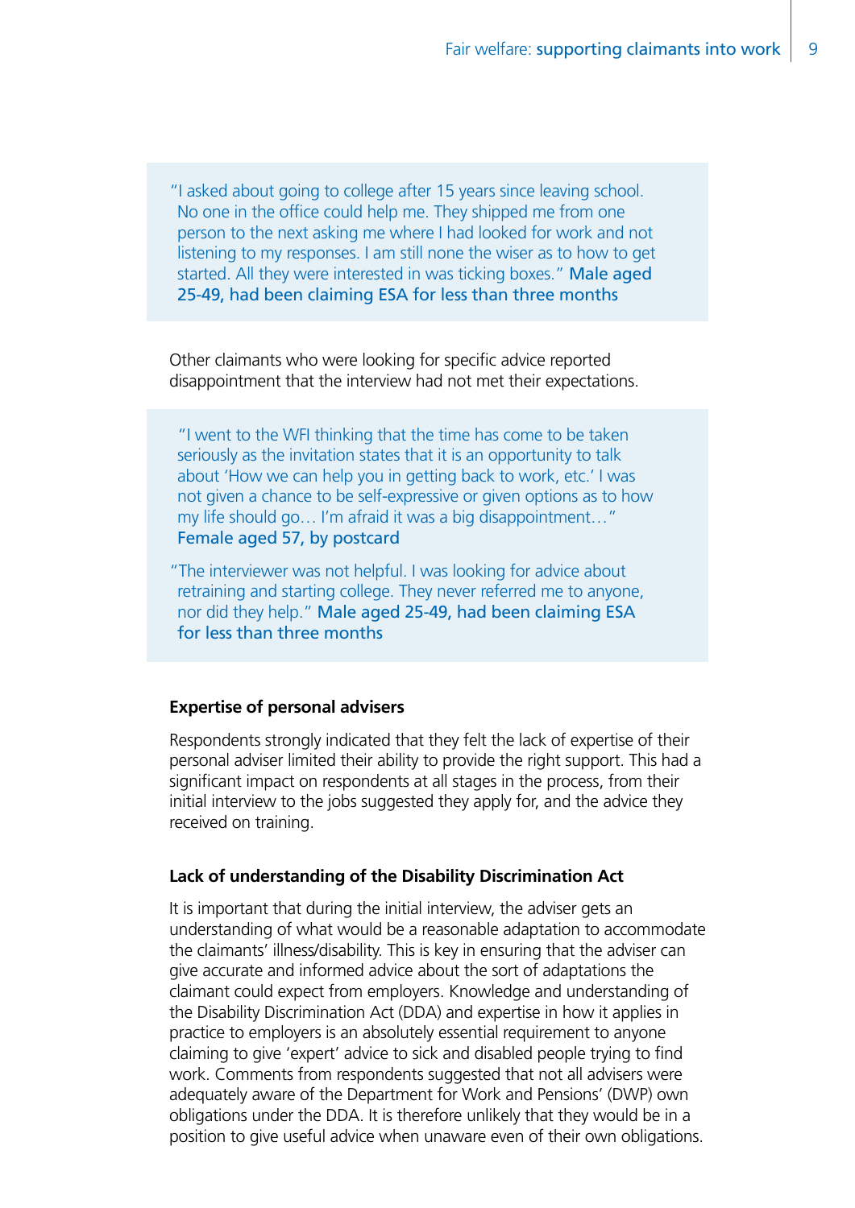> "I asked about going to college after 15 years since leaving school. No one in the office could help me. They shipped me from one person to the next asking me where I had looked for work and not listening to my responses. I am still none the wiser as to how to get started. All they were interested in was ticking boxes." **Male aged 25-49, had been claiming ESA for less than three months**

Other claimants who were looking for specific advice reported disappointment that the interview had not met their expectations.

> "I went to the WFI thinking that the time has come to be taken seriously as the invitation states that it is an opportunity to talk about 'How we can help you in getting back to work, etc.' I was not given a chance to be self-expressive or given options as to how my life should go… I'm afraid it was a big disappointment…" **Female aged 57, by postcard**
>
> "The interviewer was not helpful. I was looking for advice about retraining and starting college. They never referred me to anyone, nor did they help." **Male aged 25-49, had been claiming ESA for less than three months**

**Expertise of personal advisers**

Respondents strongly indicated that they felt the lack of expertise of their personal adviser limited their ability to provide the right support. This had a significant impact on respondents at all stages in the process, from their initial interview to the jobs suggested they apply for, and the advice they received on training.

**Lack of understanding of the Disability Discrimination Act**

It is important that during the initial interview, the adviser gets an understanding of what would be a reasonable adaptation to accommodate the claimants' illness/disability. This is key in ensuring that the adviser can give accurate and informed advice about the sort of adaptations the claimant could expect from employers. Knowledge and understanding of the Disability Discrimination Act (DDA) and expertise in how it applies in practice to employers is an absolutely essential requirement to anyone claiming to give 'expert' advice to sick and disabled people trying to find work. Comments from respondents suggested that not all advisers were adequately aware of the Department for Work and Pensions' (DWP) own obligations under the DDA. It is therefore unlikely that they would be in a position to give useful advice when unaware even of their own obligations.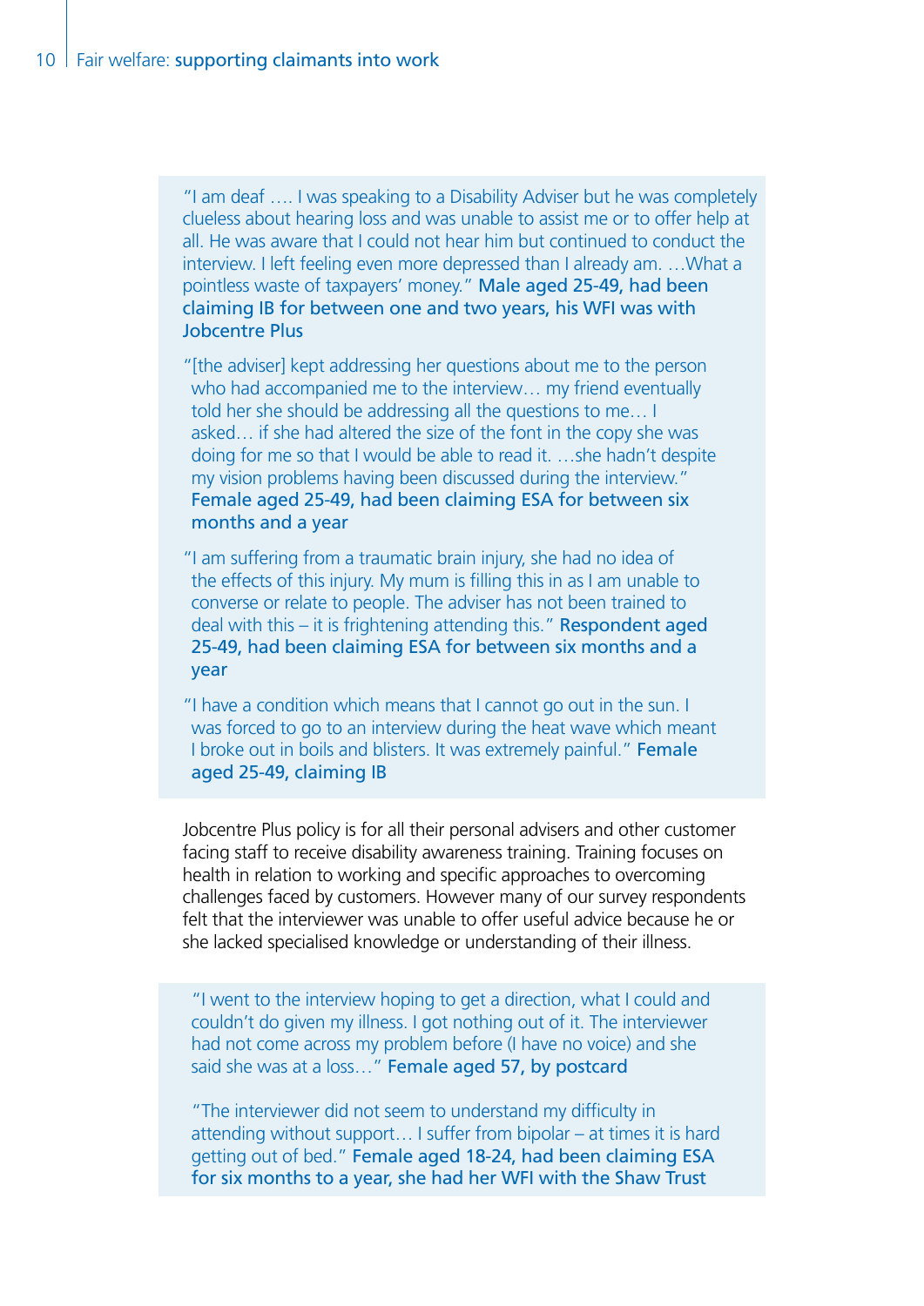> "I am deaf …. I was speaking to a Disability Adviser but he was completely clueless about hearing loss and was unable to assist me or to offer help at all. He was aware that I could not hear him but continued to conduct the interview. I left feeling even more depressed than I already am. …What a pointless waste of taxpayers' money." **Male aged 25-49, had been claiming IB for between one and two years, his WFI was with Jobcentre Plus**
>
> "[the adviser] kept addressing her questions about me to the person who had accompanied me to the interview… my friend eventually told her she should be addressing all the questions to me… I asked… if she had altered the size of the font in the copy she was doing for me so that I would be able to read it. …she hadn't despite my vision problems having been discussed during the interview." **Female aged 25-49, had been claiming ESA for between six months and a year**
>
> "I am suffering from a traumatic brain injury, she had no idea of the effects of this injury. My mum is filling this in as I am unable to converse or relate to people. The adviser has not been trained to deal with this – it is frightening attending this." **Respondent aged 25-49, had been claiming ESA for between six months and a year**
>
> "I have a condition which means that I cannot go out in the sun. I was forced to go to an interview during the heat wave which meant I broke out in boils and blisters. It was extremely painful." **Female aged 25-49, claiming IB**

Jobcentre Plus policy is for all their personal advisers and other customer facing staff to receive disability awareness training. Training focuses on health in relation to working and specific approaches to overcoming challenges faced by customers. However many of our survey respondents felt that the interviewer was unable to offer useful advice because he or she lacked specialised knowledge or understanding of their illness.

> "I went to the interview hoping to get a direction, what I could and couldn't do given my illness. I got nothing out of it. The interviewer had not come across my problem before (I have no voice) and she said she was at a loss…" **Female aged 57, by postcard**
>
> "The interviewer did not seem to understand my difficulty in attending without support… I suffer from bipolar – at times it is hard getting out of bed." **Female aged 18-24, had been claiming ESA for six months to a year, she had her WFI with the Shaw Trust**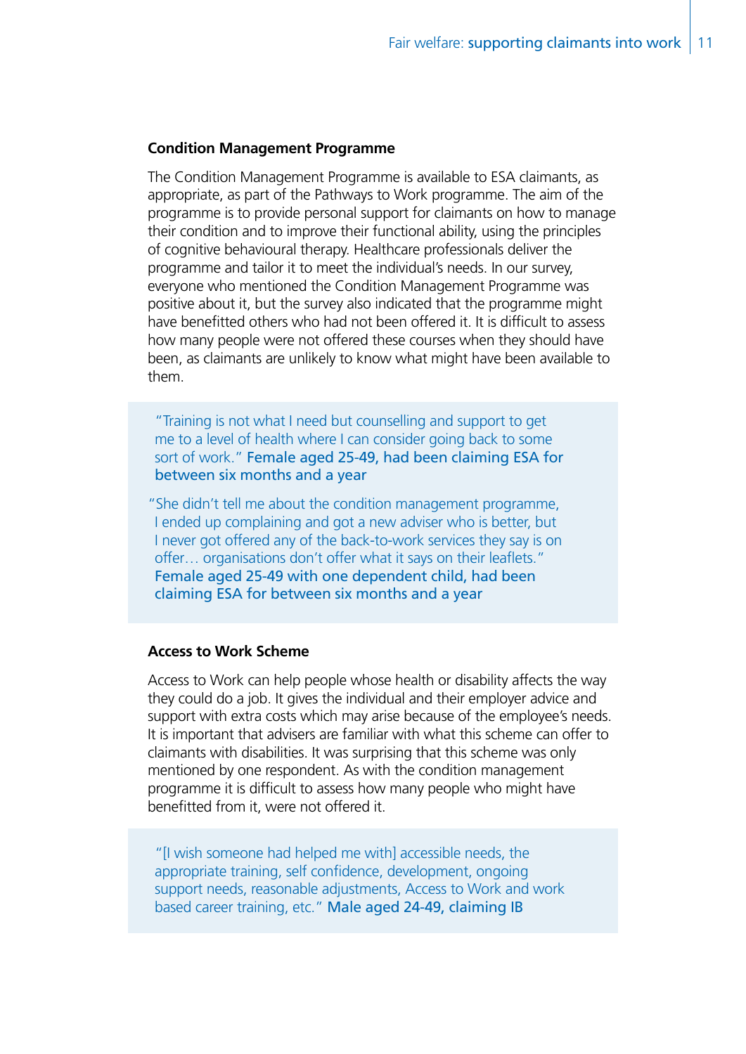### Condition Management Programme

The Condition Management Programme is available to ESA claimants, as appropriate, as part of the Pathways to Work programme. The aim of the programme is to provide personal support for claimants on how to manage their condition and to improve their functional ability, using the principles of cognitive behavioural therapy. Healthcare professionals deliver the programme and tailor it to meet the individual's needs. In our survey, everyone who mentioned the Condition Management Programme was positive about it, but the survey also indicated that the programme might have benefitted others who had not been offered it. It is difficult to assess how many people were not offered these courses when they should have been, as claimants are unlikely to know what might have been available to them.

> "Training is not what I need but counselling and support to get me to a level of health where I can consider going back to some sort of work." **Female aged 25-49, had been claiming ESA for between six months and a year**
>
> "She didn't tell me about the condition management programme, I ended up complaining and got a new adviser who is better, but I never got offered any of the back-to-work services they say is on offer… organisations don't offer what it says on their leaflets." **Female aged 25-49 with one dependent child, had been claiming ESA for between six months and a year**

### Access to Work Scheme

Access to Work can help people whose health or disability affects the way they could do a job. It gives the individual and their employer advice and support with extra costs which may arise because of the employee's needs. It is important that advisers are familiar with what this scheme can offer to claimants with disabilities. It was surprising that this scheme was only mentioned by one respondent. As with the condition management programme it is difficult to assess how many people who might have benefitted from it, were not offered it.

> "[I wish someone had helped me with] accessible needs, the appropriate training, self confidence, development, ongoing support needs, reasonable adjustments, Access to Work and work based career training, etc." **Male aged 24-49, claiming IB**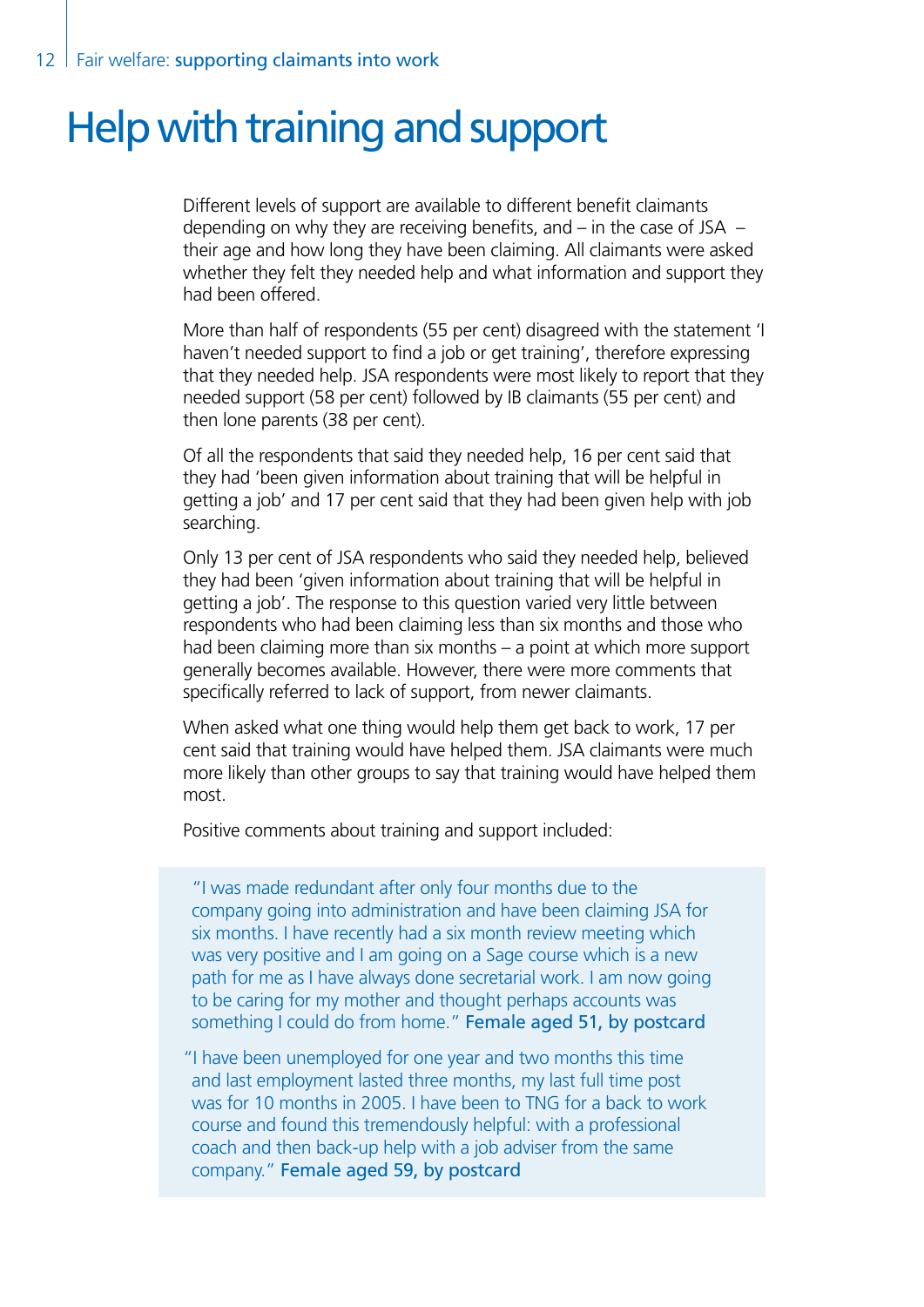# Help with training and support

Different levels of support are available to different benefit claimants depending on why they are receiving benefits, and – in the case of JSA – their age and how long they have been claiming. All claimants were asked whether they felt they needed help and what information and support they had been offered.

More than half of respondents (55 per cent) disagreed with the statement 'I haven't needed support to find a job or get training', therefore expressing that they needed help. JSA respondents were most likely to report that they needed support (58 per cent) followed by IB claimants (55 per cent) and then lone parents (38 per cent).

Of all the respondents that said they needed help, 16 per cent said that they had 'been given information about training that will be helpful in getting a job' and 17 per cent said that they had been given help with job searching.

Only 13 per cent of JSA respondents who said they needed help, believed they had been 'given information about training that will be helpful in getting a job'. The response to this question varied very little between respondents who had been claiming less than six months and those who had been claiming more than six months – a point at which more support generally becomes available. However, there were more comments that specifically referred to lack of support, from newer claimants.

When asked what one thing would help them get back to work, 17 per cent said that training would have helped them. JSA claimants were much more likely than other groups to say that training would have helped them most.

Positive comments about training and support included:

> "I was made redundant after only four months due to the company going into administration and have been claiming JSA for six months. I have recently had a six month review meeting which was very positive and I am going on a Sage course which is a new path for me as I have always done secretarial work. I am now going to be caring for my mother and thought perhaps accounts was something I could do from home." **Female aged 51, by postcard**

> "I have been unemployed for one year and two months this time and last employment lasted three months, my last full time post was for 10 months in 2005. I have been to TNG for a back to work course and found this tremendously helpful: with a professional coach and then back-up help with a job adviser from the same company." **Female aged 59, by postcard**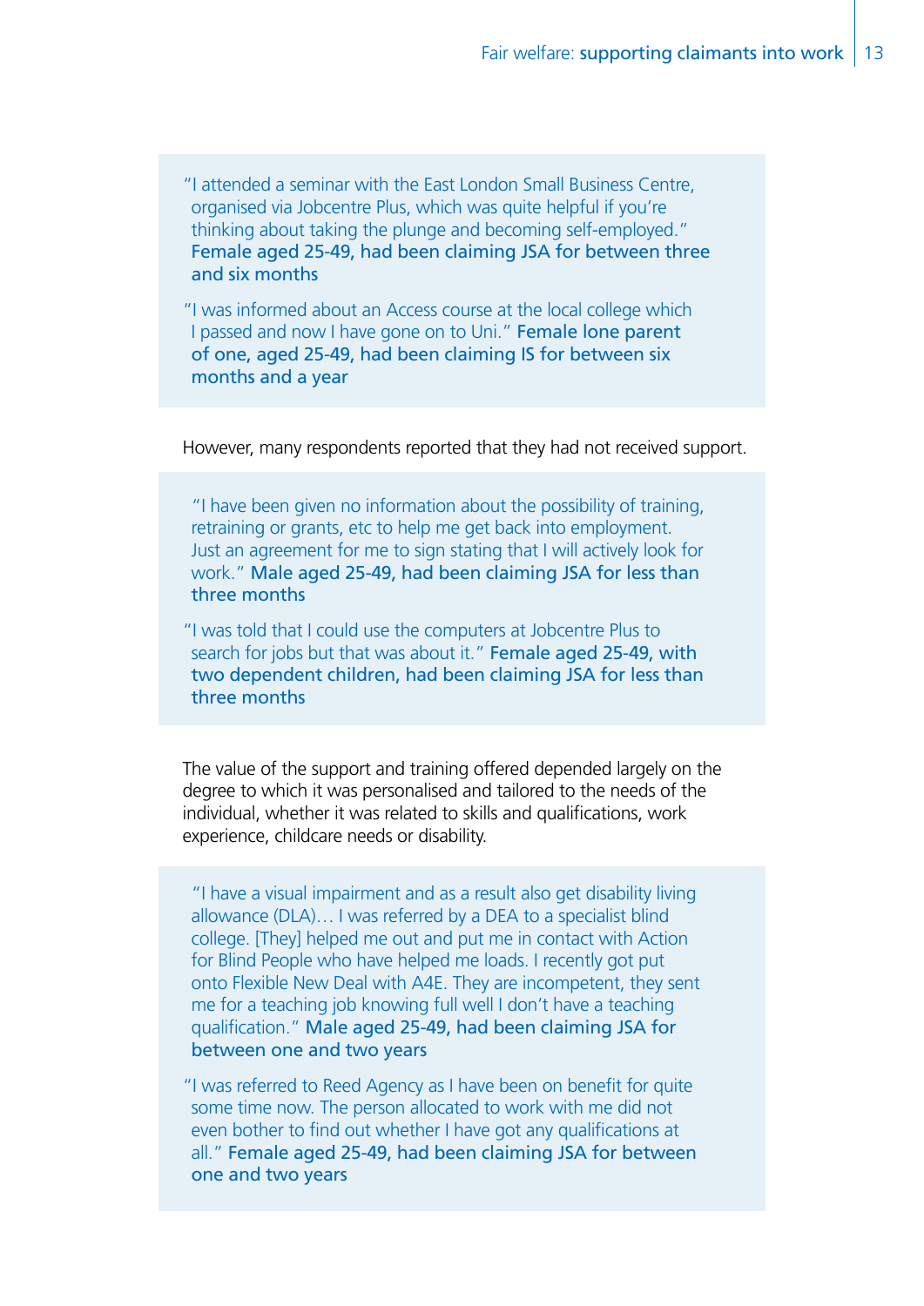> "I attended a seminar with the East London Small Business Centre, organised via Jobcentre Plus, which was quite helpful if you're thinking about taking the plunge and becoming self-employed." **Female aged 25-49, had been claiming JSA for between three and six months**
>
> "I was informed about an Access course at the local college which I passed and now I have gone on to Uni." **Female lone parent of one, aged 25-49, had been claiming IS for between six months and a year**

However, many respondents reported that they had not received support.

> "I have been given no information about the possibility of training, retraining or grants, etc to help me get back into employment. Just an agreement for me to sign stating that I will actively look for work." **Male aged 25-49, had been claiming JSA for less than three months**
>
> "I was told that I could use the computers at Jobcentre Plus to search for jobs but that was about it." **Female aged 25-49, with two dependent children, had been claiming JSA for less than three months**

The value of the support and training offered depended largely on the degree to which it was personalised and tailored to the needs of the individual, whether it was related to skills and qualifications, work experience, childcare needs or disability.

> "I have a visual impairment and as a result also get disability living allowance (DLA)… I was referred by a DEA to a specialist blind college. [They] helped me out and put me in contact with Action for Blind People who have helped me loads. I recently got put onto Flexible New Deal with A4E. They are incompetent, they sent me for a teaching job knowing full well I don't have a teaching qualification." **Male aged 25-49, had been claiming JSA for between one and two years**
>
> "I was referred to Reed Agency as I have been on benefit for quite some time now. The person allocated to work with me did not even bother to find out whether I have got any qualifications at all." **Female aged 25-49, had been claiming JSA for between one and two years**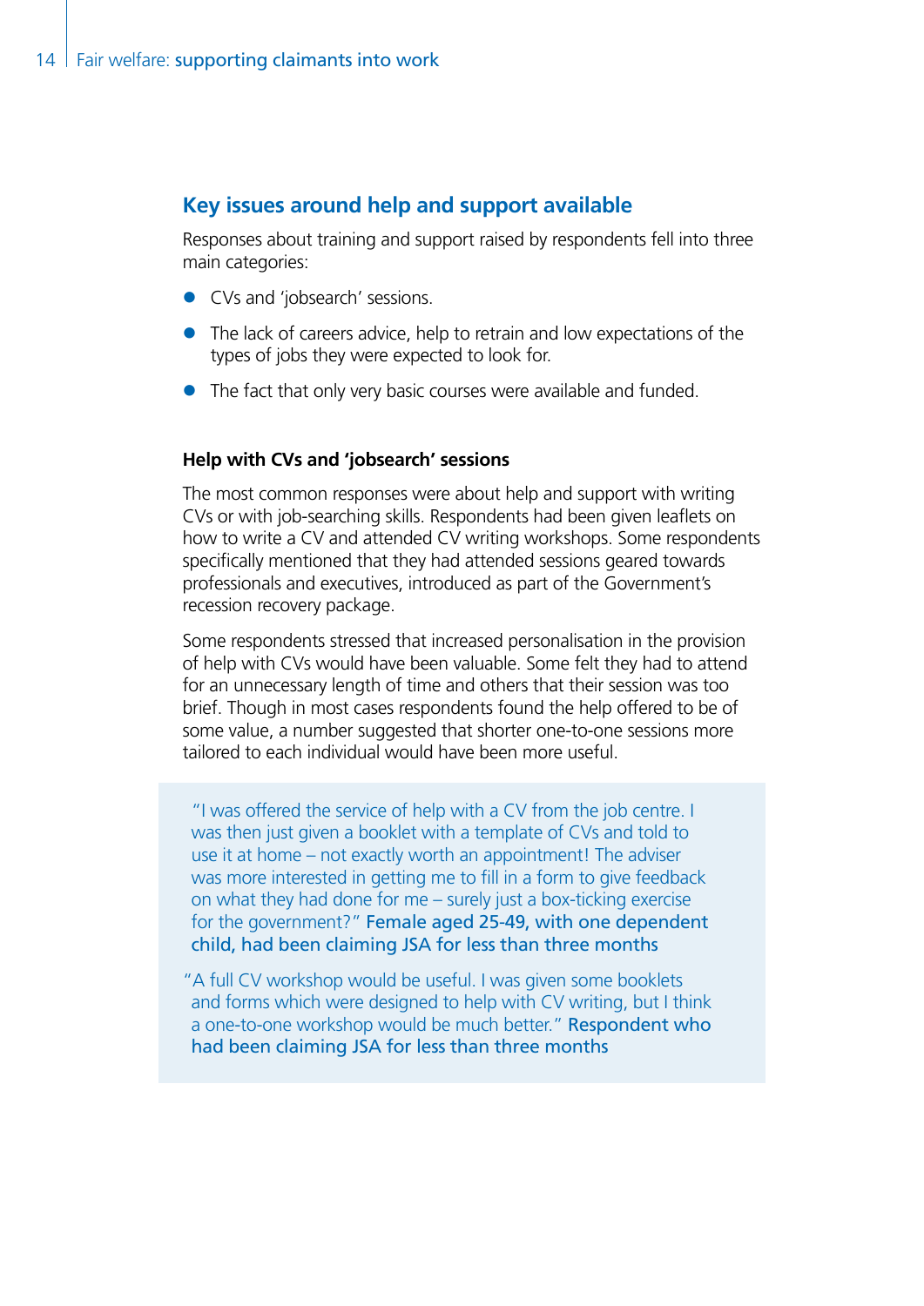## Key issues around help and support available

Responses about training and support raised by respondents fell into three main categories:

- CVs and 'jobsearch' sessions.
- The lack of careers advice, help to retrain and low expectations of the types of jobs they were expected to look for.
- The fact that only very basic courses were available and funded.

### Help with CVs and 'jobsearch' sessions

The most common responses were about help and support with writing CVs or with job-searching skills. Respondents had been given leaflets on how to write a CV and attended CV writing workshops. Some respondents specifically mentioned that they had attended sessions geared towards professionals and executives, introduced as part of the Government's recession recovery package.

Some respondents stressed that increased personalisation in the provision of help with CVs would have been valuable. Some felt they had to attend for an unnecessary length of time and others that their session was too brief. Though in most cases respondents found the help offered to be of some value, a number suggested that shorter one-to-one sessions more tailored to each individual would have been more useful.

> "I was offered the service of help with a CV from the job centre. I was then just given a booklet with a template of CVs and told to use it at home – not exactly worth an appointment! The adviser was more interested in getting me to fill in a form to give feedback on what they had done for me – surely just a box-ticking exercise for the government?" **Female aged 25-49, with one dependent child, had been claiming JSA for less than three months**

> "A full CV workshop would be useful. I was given some booklets and forms which were designed to help with CV writing, but I think a one-to-one workshop would be much better." **Respondent who had been claiming JSA for less than three months**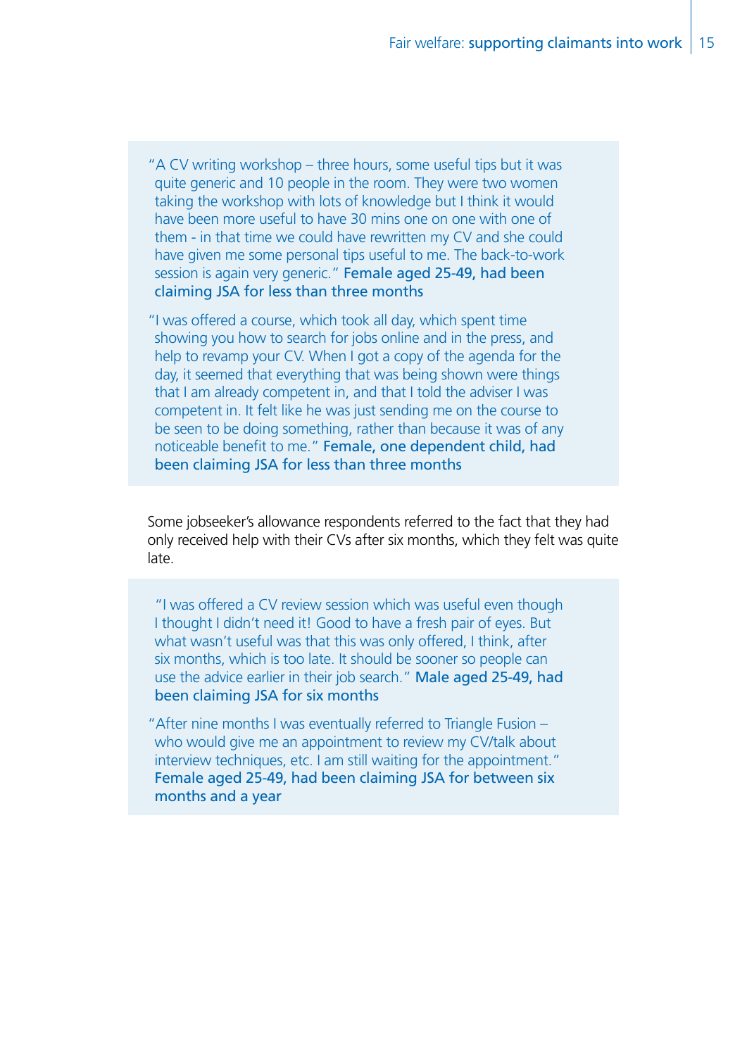"A CV writing workshop – three hours, some useful tips but it was quite generic and 10 people in the room. They were two women taking the workshop with lots of knowledge but I think it would have been more useful to have 30 mins one on one with one of them - in that time we could have rewritten my CV and she could have given me some personal tips useful to me. The back-to-work session is again very generic." **Female aged 25-49, had been claiming JSA for less than three months**

"I was offered a course, which took all day, which spent time showing you how to search for jobs online and in the press, and help to revamp your CV. When I got a copy of the agenda for the day, it seemed that everything that was being shown were things that I am already competent in, and that I told the adviser I was competent in. It felt like he was just sending me on the course to be seen to be doing something, rather than because it was of any noticeable benefit to me." **Female, one dependent child, had been claiming JSA for less than three months**

Some jobseeker's allowance respondents referred to the fact that they had only received help with their CVs after six months, which they felt was quite late.

"I was offered a CV review session which was useful even though I thought I didn't need it! Good to have a fresh pair of eyes. But what wasn't useful was that this was only offered, I think, after six months, which is too late. It should be sooner so people can use the advice earlier in their job search." **Male aged 25-49, had been claiming JSA for six months**

"After nine months I was eventually referred to Triangle Fusion – who would give me an appointment to review my CV/talk about interview techniques, etc. I am still waiting for the appointment." **Female aged 25-49, had been claiming JSA for between six months and a year**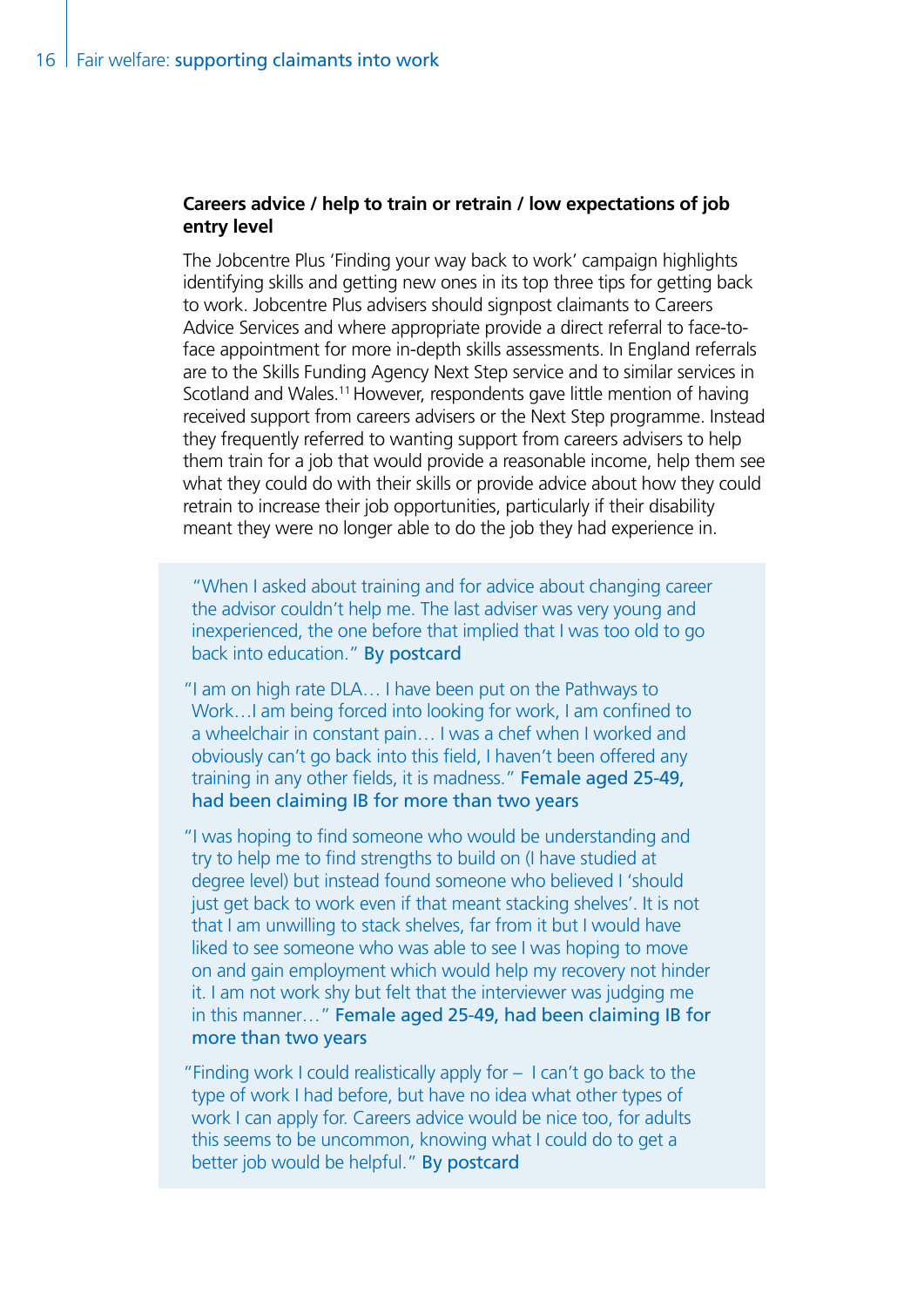### Careers advice / help to train or retrain / low expectations of job entry level

The Jobcentre Plus 'Finding your way back to work' campaign highlights identifying skills and getting new ones in its top three tips for getting back to work. Jobcentre Plus advisers should signpost claimants to Careers Advice Services and where appropriate provide a direct referral to face-to-face appointment for more in-depth skills assessments. In England referrals are to the Skills Funding Agency Next Step service and to similar services in Scotland and Wales.[11] However, respondents gave little mention of having received support from careers advisers or the Next Step programme. Instead they frequently referred to wanting support from careers advisers to help them train for a job that would provide a reasonable income, help them see what they could do with their skills or provide advice about how they could retrain to increase their job opportunities, particularly if their disability meant they were no longer able to do the job they had experience in.

> "When I asked about training and for advice about changing career the advisor couldn't help me. The last adviser was very young and inexperienced, the one before that implied that I was too old to go back into education." **By postcard**

> "I am on high rate DLA… I have been put on the Pathways to Work…I am being forced into looking for work, I am confined to a wheelchair in constant pain… I was a chef when I worked and obviously can't go back into this field, I haven't been offered any training in any other fields, it is madness." **Female aged 25-49, had been claiming IB for more than two years**

> "I was hoping to find someone who would be understanding and try to help me to find strengths to build on (I have studied at degree level) but instead found someone who believed I 'should just get back to work even if that meant stacking shelves'. It is not that I am unwilling to stack shelves, far from it but I would have liked to see someone who was able to see I was hoping to move on and gain employment which would help my recovery not hinder it. I am not work shy but felt that the interviewer was judging me in this manner…" **Female aged 25-49, had been claiming IB for more than two years**

> "Finding work I could realistically apply for – I can't go back to the type of work I had before, but have no idea what other types of work I can apply for. Careers advice would be nice too, for adults this seems to be uncommon, knowing what I could do to get a better job would be helpful." **By postcard**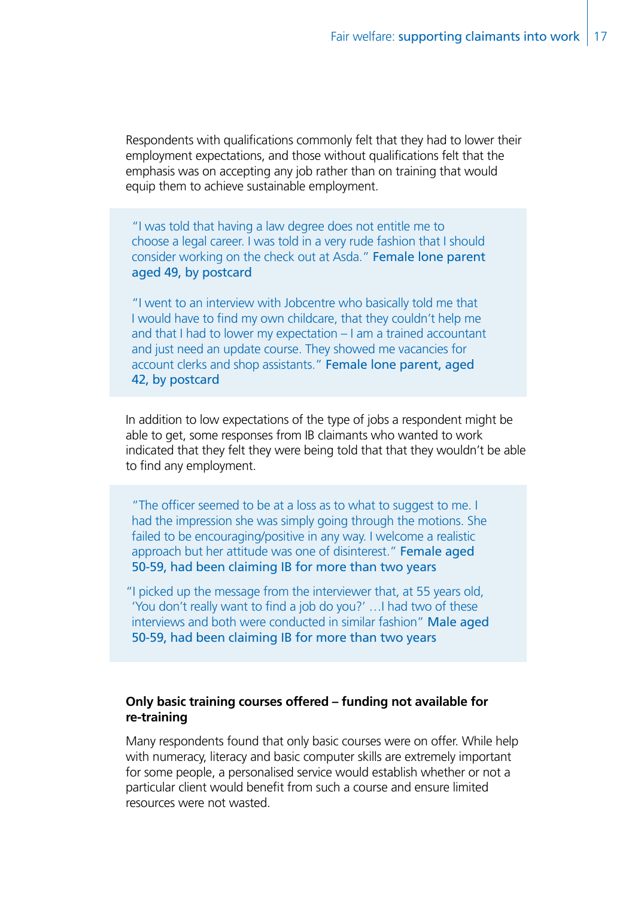Respondents with qualifications commonly felt that they had to lower their employment expectations, and those without qualifications felt that the emphasis was on accepting any job rather than on training that would equip them to achieve sustainable employment.

> "I was told that having a law degree does not entitle me to choose a legal career. I was told in a very rude fashion that I should consider working on the check out at Asda." **Female lone parent aged 49, by postcard**
>
> "I went to an interview with Jobcentre who basically told me that I would have to find my own childcare, that they couldn't help me and that I had to lower my expectation – I am a trained accountant and just need an update course. They showed me vacancies for account clerks and shop assistants." **Female lone parent, aged 42, by postcard**

In addition to low expectations of the type of jobs a respondent might be able to get, some responses from IB claimants who wanted to work indicated that they felt they were being told that that they wouldn't be able to find any employment.

> "The officer seemed to be at a loss as to what to suggest to me. I had the impression she was simply going through the motions. She failed to be encouraging/positive in any way. I welcome a realistic approach but her attitude was one of disinterest." **Female aged 50-59, had been claiming IB for more than two years**
>
> "I picked up the message from the interviewer that, at 55 years old, 'You don't really want to find a job do you?' …I had two of these interviews and both were conducted in similar fashion" **Male aged 50-59, had been claiming IB for more than two years**

**Only basic training courses offered – funding not available for re-training**

Many respondents found that only basic courses were on offer. While help with numeracy, literacy and basic computer skills are extremely important for some people, a personalised service would establish whether or not a particular client would benefit from such a course and ensure limited resources were not wasted.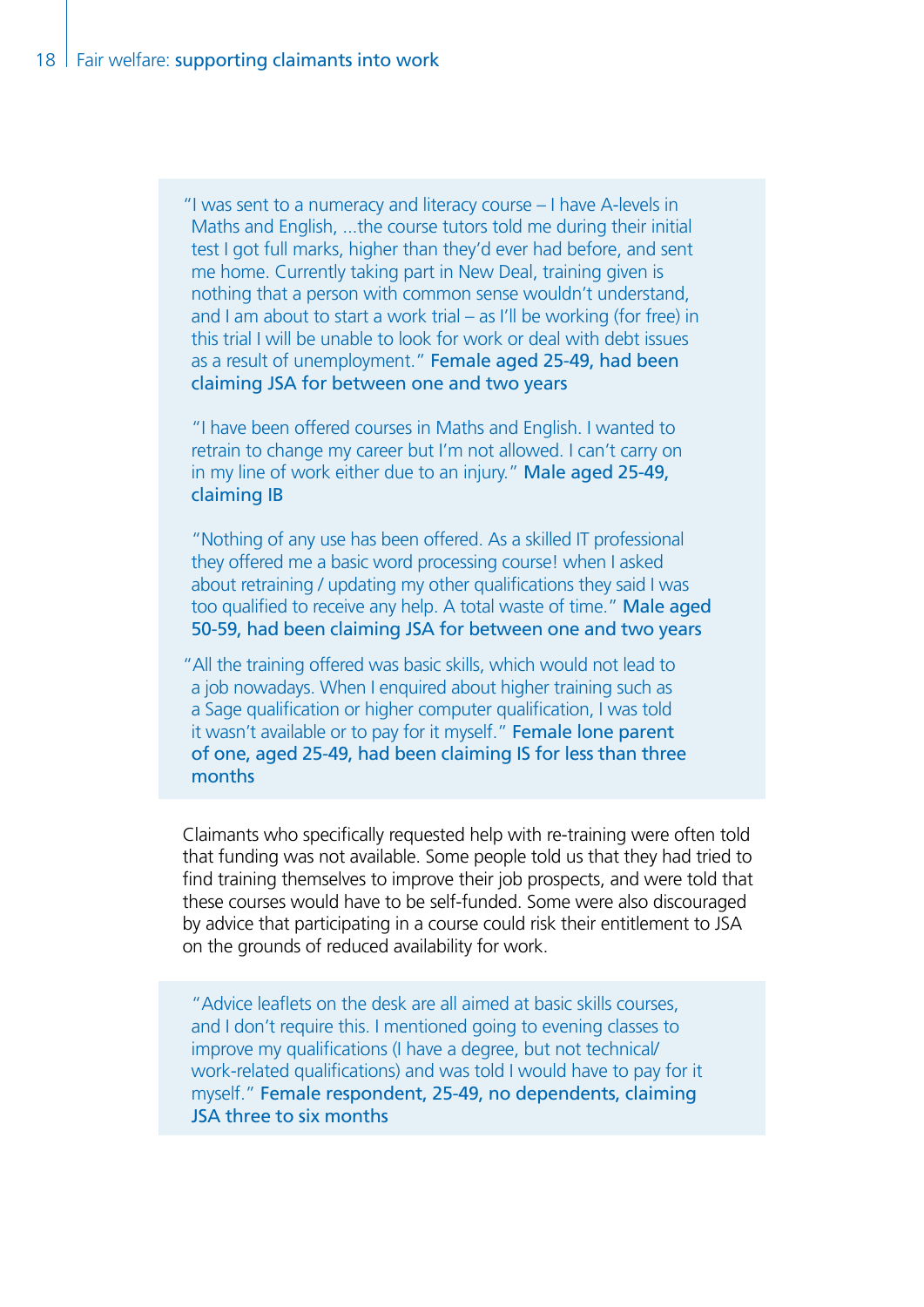"I was sent to a numeracy and literacy course – I have A-levels in Maths and English, ...the course tutors told me during their initial test I got full marks, higher than they'd ever had before, and sent me home. Currently taking part in New Deal, training given is nothing that a person with common sense wouldn't understand, and I am about to start a work trial – as I'll be working (for free) in this trial I will be unable to look for work or deal with debt issues as a result of unemployment." **Female aged 25-49, had been claiming JSA for between one and two years**

"I have been offered courses in Maths and English. I wanted to retrain to change my career but I'm not allowed. I can't carry on in my line of work either due to an injury." **Male aged 25-49, claiming IB**

"Nothing of any use has been offered. As a skilled IT professional they offered me a basic word processing course! when I asked about retraining / updating my other qualifications they said I was too qualified to receive any help. A total waste of time." **Male aged 50-59, had been claiming JSA for between one and two years**

"All the training offered was basic skills, which would not lead to a job nowadays. When I enquired about higher training such as a Sage qualification or higher computer qualification, I was told it wasn't available or to pay for it myself." **Female lone parent of one, aged 25-49, had been claiming IS for less than three months**

Claimants who specifically requested help with re-training were often told that funding was not available. Some people told us that they had tried to find training themselves to improve their job prospects, and were told that these courses would have to be self-funded. Some were also discouraged by advice that participating in a course could risk their entitlement to JSA on the grounds of reduced availability for work.

"Advice leaflets on the desk are all aimed at basic skills courses, and I don't require this. I mentioned going to evening classes to improve my qualifications (I have a degree, but not technical/work-related qualifications) and was told I would have to pay for it myself." **Female respondent, 25-49, no dependents, claiming JSA three to six months**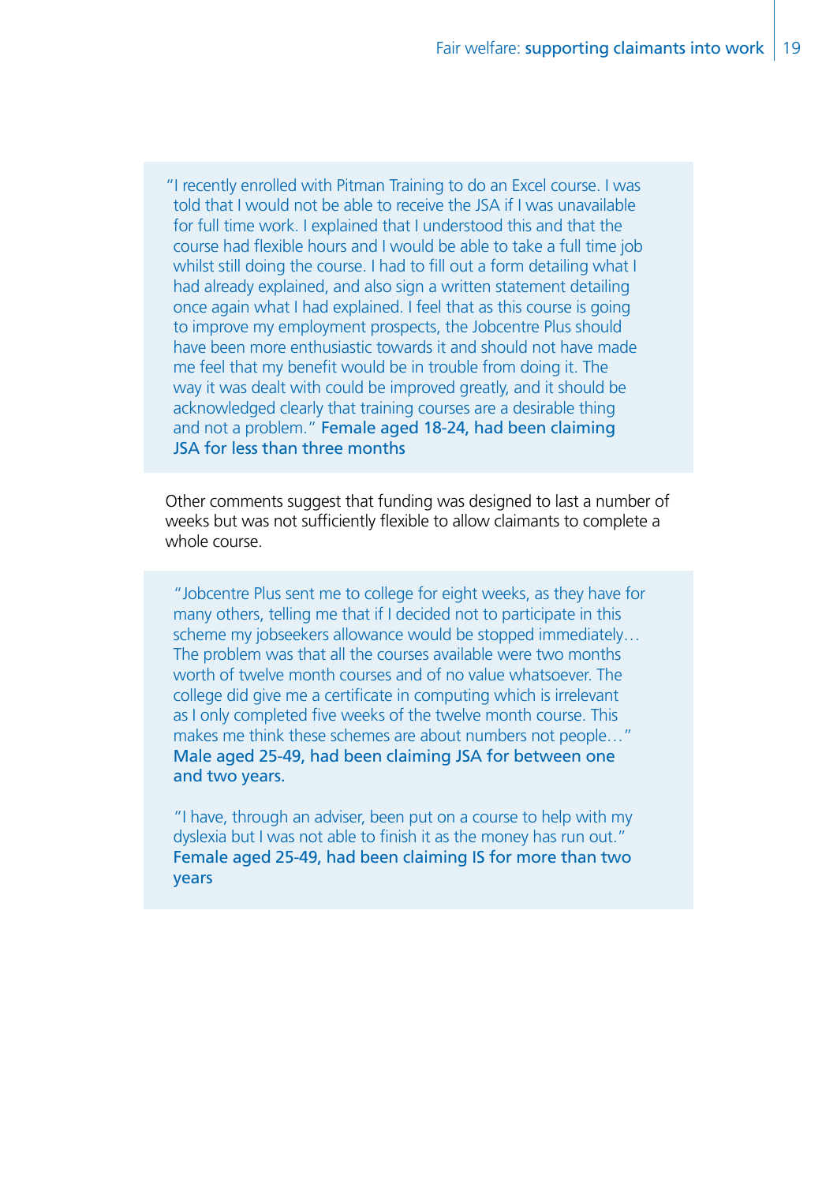> "I recently enrolled with Pitman Training to do an Excel course. I was told that I would not be able to receive the JSA if I was unavailable for full time work. I explained that I understood this and that the course had flexible hours and I would be able to take a full time job whilst still doing the course. I had to fill out a form detailing what I had already explained, and also sign a written statement detailing once again what I had explained. I feel that as this course is going to improve my employment prospects, the Jobcentre Plus should have been more enthusiastic towards it and should not have made me feel that my benefit would be in trouble from doing it. The way it was dealt with could be improved greatly, and it should be acknowledged clearly that training courses are a desirable thing and not a problem." **Female aged 18-24, had been claiming JSA for less than three months**

Other comments suggest that funding was designed to last a number of weeks but was not sufficiently flexible to allow claimants to complete a whole course.

> "Jobcentre Plus sent me to college for eight weeks, as they have for many others, telling me that if I decided not to participate in this scheme my jobseekers allowance would be stopped immediately… The problem was that all the courses available were two months worth of twelve month courses and of no value whatsoever. The college did give me a certificate in computing which is irrelevant as I only completed five weeks of the twelve month course. This makes me think these schemes are about numbers not people…" **Male aged 25-49, had been claiming JSA for between one and two years.**
>
> "I have, through an adviser, been put on a course to help with my dyslexia but I was not able to finish it as the money has run out." **Female aged 25-49, had been claiming IS for more than two years**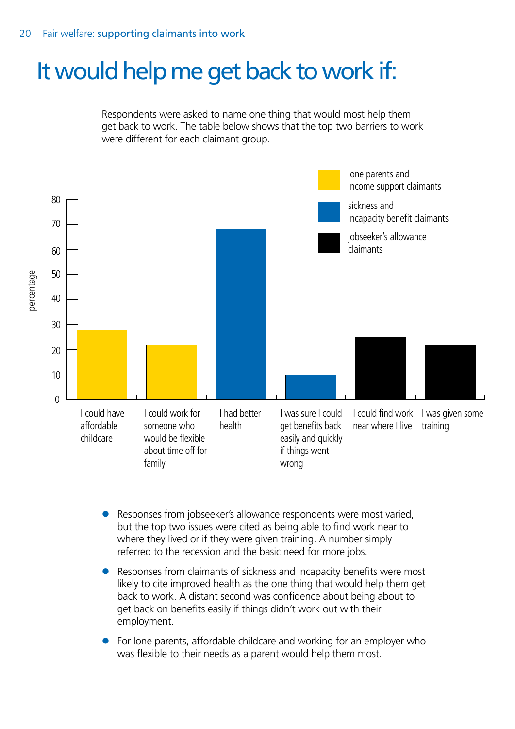# It would help me get back to work if:

Respondents were asked to name one thing that would most help them get back to work. The table below shows that the top two barriers to work were different for each claimant group.

| Response | Claimant group | Percentage (approx.) |
|---|---|---|
| I could have affordable childcare | lone parents and income support claimants | 28 |
| I could work for someone who would be flexible about time off for family | lone parents and income support claimants | 22 |
| I had better health | sickness and incapacity benefit claimants | 68 |
| I was sure I could get benefits back easily and quickly if things went wrong | sickness and incapacity benefit claimants | 10 |
| I could find work near where I live | jobseeker's allowance claimants | 25 |
| I was given some training | jobseeker's allowance claimants | 22 |

- Responses from jobseeker's allowance respondents were most varied, but the top two issues were cited as being able to find work near to where they lived or if they were given training. A number simply referred to the recession and the basic need for more jobs.
- Responses from claimants of sickness and incapacity benefits were most likely to cite improved health as the one thing that would help them get back to work. A distant second was confidence about being about to get back on benefits easily if things didn't work out with their employment.
- For lone parents, affordable childcare and working for an employer who was flexible to their needs as a parent would help them most.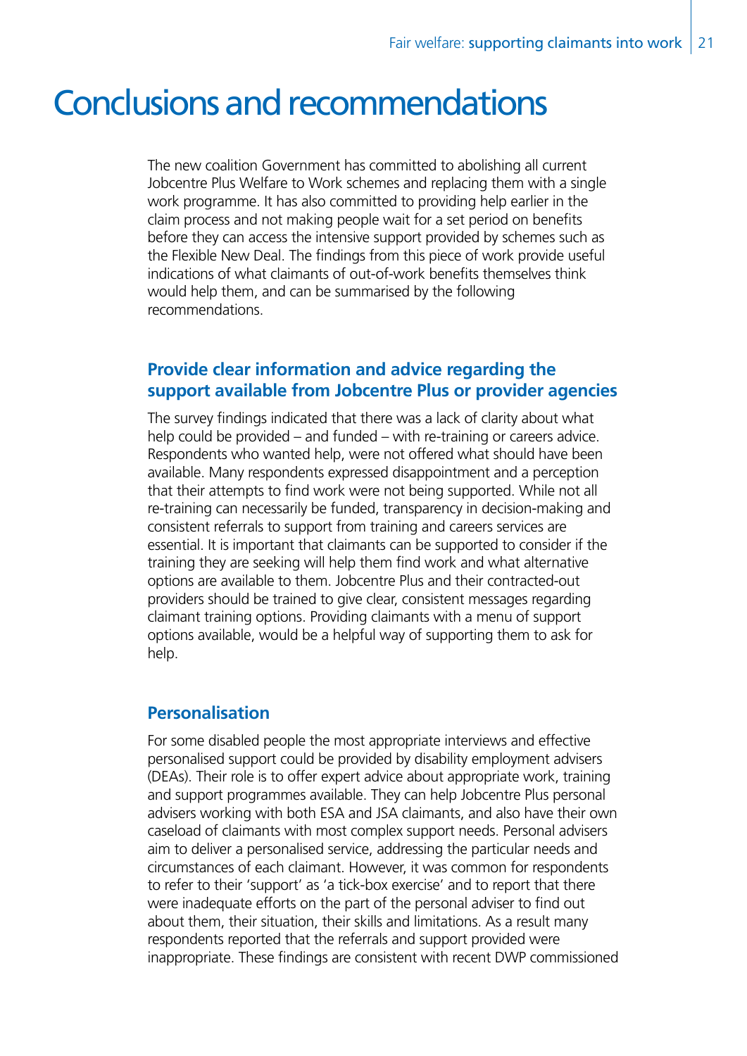# Conclusions and recommendations

The new coalition Government has committed to abolishing all current Jobcentre Plus Welfare to Work schemes and replacing them with a single work programme. It has also committed to providing help earlier in the claim process and not making people wait for a set period on benefits before they can access the intensive support provided by schemes such as the Flexible New Deal. The findings from this piece of work provide useful indications of what claimants of out-of-work benefits themselves think would help them, and can be summarised by the following recommendations.

## Provide clear information and advice regarding the support available from Jobcentre Plus or provider agencies

The survey findings indicated that there was a lack of clarity about what help could be provided – and funded – with re-training or careers advice. Respondents who wanted help, were not offered what should have been available. Many respondents expressed disappointment and a perception that their attempts to find work were not being supported. While not all re-training can necessarily be funded, transparency in decision-making and consistent referrals to support from training and careers services are essential. It is important that claimants can be supported to consider if the training they are seeking will help them find work and what alternative options are available to them. Jobcentre Plus and their contracted-out providers should be trained to give clear, consistent messages regarding claimant training options. Providing claimants with a menu of support options available, would be a helpful way of supporting them to ask for help.

## Personalisation

For some disabled people the most appropriate interviews and effective personalised support could be provided by disability employment advisers (DEAs). Their role is to offer expert advice about appropriate work, training and support programmes available. They can help Jobcentre Plus personal advisers working with both ESA and JSA claimants, and also have their own caseload of claimants with most complex support needs. Personal advisers aim to deliver a personalised service, addressing the particular needs and circumstances of each claimant. However, it was common for respondents to refer to their 'support' as 'a tick-box exercise' and to report that there were inadequate efforts on the part of the personal adviser to find out about them, their situation, their skills and limitations. As a result many respondents reported that the referrals and support provided were inappropriate. These findings are consistent with recent DWP commissioned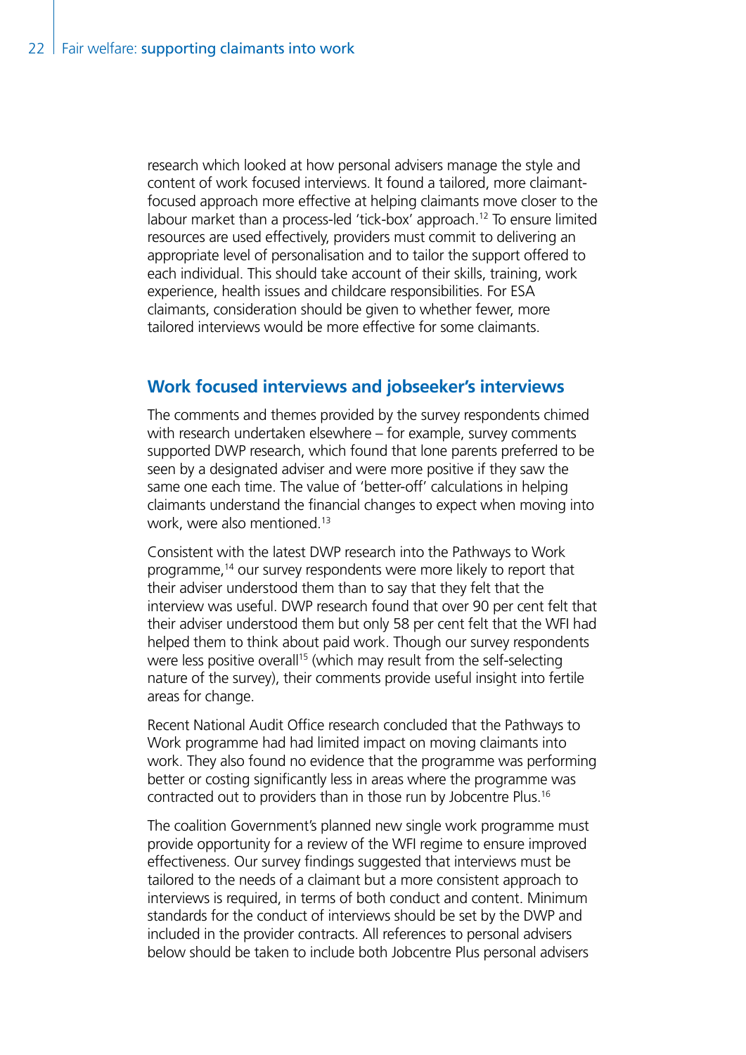research which looked at how personal advisers manage the style and content of work focused interviews. It found a tailored, more claimant-focused approach more effective at helping claimants move closer to the labour market than a process-led 'tick-box' approach.[12] To ensure limited resources are used effectively, providers must commit to delivering an appropriate level of personalisation and to tailor the support offered to each individual. This should take account of their skills, training, work experience, health issues and childcare responsibilities. For ESA claimants, consideration should be given to whether fewer, more tailored interviews would be more effective for some claimants.

## Work focused interviews and jobseeker's interviews

The comments and themes provided by the survey respondents chimed with research undertaken elsewhere – for example, survey comments supported DWP research, which found that lone parents preferred to be seen by a designated adviser and were more positive if they saw the same one each time. The value of 'better-off' calculations in helping claimants understand the financial changes to expect when moving into work, were also mentioned.[13]

Consistent with the latest DWP research into the Pathways to Work programme,[14] our survey respondents were more likely to report that their adviser understood them than to say that they felt that the interview was useful. DWP research found that over 90 per cent felt that their adviser understood them but only 58 per cent felt that the WFI had helped them to think about paid work. Though our survey respondents were less positive overall[15] (which may result from the self-selecting nature of the survey), their comments provide useful insight into fertile areas for change.

Recent National Audit Office research concluded that the Pathways to Work programme had had limited impact on moving claimants into work. They also found no evidence that the programme was performing better or costing significantly less in areas where the programme was contracted out to providers than in those run by Jobcentre Plus.[16]

The coalition Government's planned new single work programme must provide opportunity for a review of the WFI regime to ensure improved effectiveness. Our survey findings suggested that interviews must be tailored to the needs of a claimant but a more consistent approach to interviews is required, in terms of both conduct and content. Minimum standards for the conduct of interviews should be set by the DWP and included in the provider contracts. All references to personal advisers below should be taken to include both Jobcentre Plus personal advisers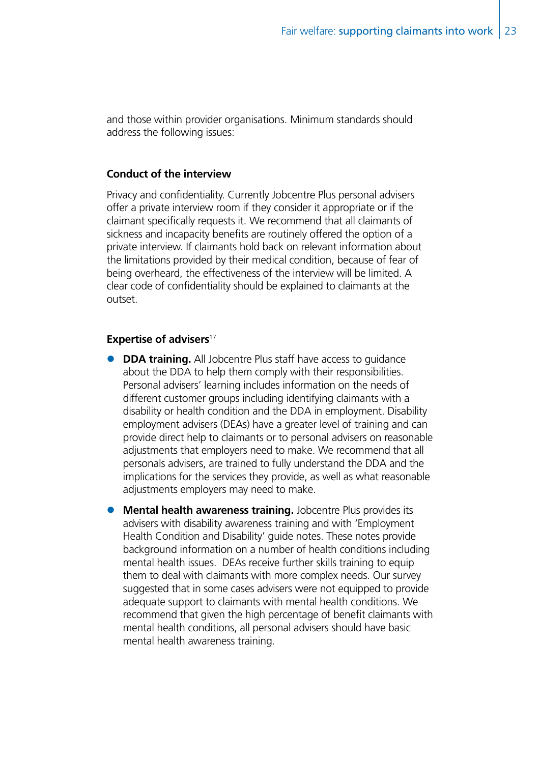and those within provider organisations. Minimum standards should address the following issues:

**Conduct of the interview**

Privacy and confidentiality. Currently Jobcentre Plus personal advisers offer a private interview room if they consider it appropriate or if the claimant specifically requests it. We recommend that all claimants of sickness and incapacity benefits are routinely offered the option of a private interview. If claimants hold back on relevant information about the limitations provided by their medical condition, because of fear of being overheard, the effectiveness of the interview will be limited. A clear code of confidentiality should be explained to claimants at the outset.

**Expertise of advisers**[17]

- **DDA training.** All Jobcentre Plus staff have access to guidance about the DDA to help them comply with their responsibilities. Personal advisers' learning includes information on the needs of different customer groups including identifying claimants with a disability or health condition and the DDA in employment. Disability employment advisers (DEAs) have a greater level of training and can provide direct help to claimants or to personal advisers on reasonable adjustments that employers need to make. We recommend that all personals advisers, are trained to fully understand the DDA and the implications for the services they provide, as well as what reasonable adjustments employers may need to make.
- **Mental health awareness training.** Jobcentre Plus provides its advisers with disability awareness training and with 'Employment Health Condition and Disability' guide notes. These notes provide background information on a number of health conditions including mental health issues. DEAs receive further skills training to equip them to deal with claimants with more complex needs. Our survey suggested that in some cases advisers were not equipped to provide adequate support to claimants with mental health conditions. We recommend that given the high percentage of benefit claimants with mental health conditions, all personal advisers should have basic mental health awareness training.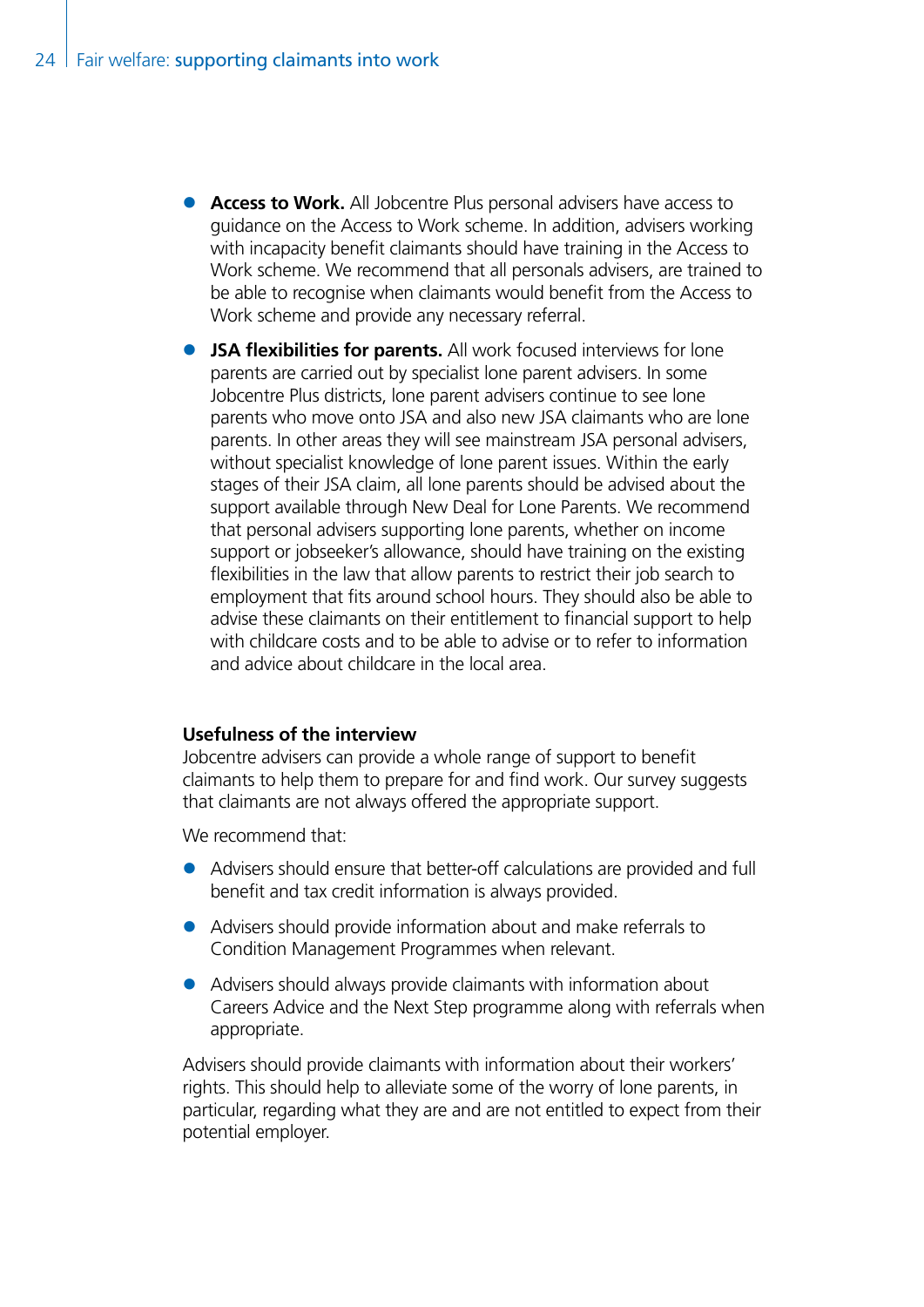- **Access to Work.** All Jobcentre Plus personal advisers have access to guidance on the Access to Work scheme. In addition, advisers working with incapacity benefit claimants should have training in the Access to Work scheme. We recommend that all personals advisers, are trained to be able to recognise when claimants would benefit from the Access to Work scheme and provide any necessary referral.
- **JSA flexibilities for parents.** All work focused interviews for lone parents are carried out by specialist lone parent advisers. In some Jobcentre Plus districts, lone parent advisers continue to see lone parents who move onto JSA and also new JSA claimants who are lone parents. In other areas they will see mainstream JSA personal advisers, without specialist knowledge of lone parent issues. Within the early stages of their JSA claim, all lone parents should be advised about the support available through New Deal for Lone Parents. We recommend that personal advisers supporting lone parents, whether on income support or jobseeker's allowance, should have training on the existing flexibilities in the law that allow parents to restrict their job search to employment that fits around school hours. They should also be able to advise these claimants on their entitlement to financial support to help with childcare costs and to be able to advise or to refer to information and advice about childcare in the local area.

**Usefulness of the interview**

Jobcentre advisers can provide a whole range of support to benefit claimants to help them to prepare for and find work. Our survey suggests that claimants are not always offered the appropriate support.

We recommend that:

- Advisers should ensure that better-off calculations are provided and full benefit and tax credit information is always provided.
- Advisers should provide information about and make referrals to Condition Management Programmes when relevant.
- Advisers should always provide claimants with information about Careers Advice and the Next Step programme along with referrals when appropriate.

Advisers should provide claimants with information about their workers' rights. This should help to alleviate some of the worry of lone parents, in particular, regarding what they are and are not entitled to expect from their potential employer.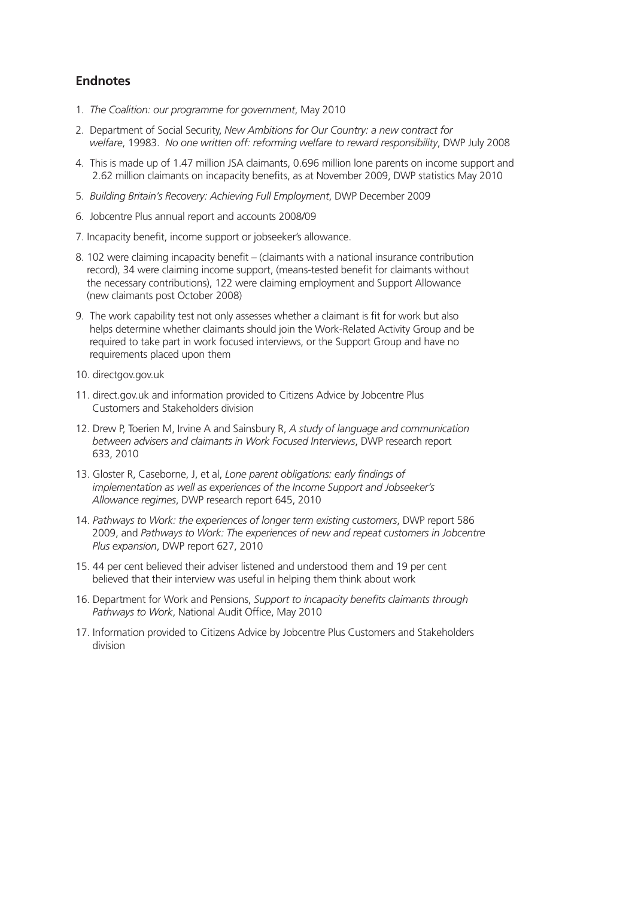## Endnotes

1. *The Coalition: our programme for government*, May 2010
2. Department of Social Security, *New Ambitions for Our Country: a new contract for welfare*, 19983. *No one written off: reforming welfare to reward responsibility*, DWP July 2008
4. This is made up of 1.47 million JSA claimants, 0.696 million lone parents on income support and 2.62 million claimants on incapacity benefits, as at November 2009, DWP statistics May 2010
5. *Building Britain's Recovery: Achieving Full Employment*, DWP December 2009
6. Jobcentre Plus annual report and accounts 2008/09
7. Incapacity benefit, income support or jobseeker's allowance.
8. 102 were claiming incapacity benefit – (claimants with a national insurance contribution record), 34 were claiming income support, (means-tested benefit for claimants without the necessary contributions), 122 were claiming employment and Support Allowance (new claimants post October 2008)
9. The work capability test not only assesses whether a claimant is fit for work but also helps determine whether claimants should join the Work-Related Activity Group and be required to take part in work focused interviews, or the Support Group and have no requirements placed upon them
10. directgov.gov.uk
11. direct.gov.uk and information provided to Citizens Advice by Jobcentre Plus Customers and Stakeholders division
12. Drew P, Toerien M, Irvine A and Sainsbury R, *A study of language and communication between advisers and claimants in Work Focused Interviews*, DWP research report 633, 2010
13. Gloster R, Caseborne, J, et al, *Lone parent obligations: early findings of implementation as well as experiences of the Income Support and Jobseeker's Allowance regimes*, DWP research report 645, 2010
14. *Pathways to Work: the experiences of longer term existing customers*, DWP report 586 2009, and *Pathways to Work: The experiences of new and repeat customers in Jobcentre Plus expansion*, DWP report 627, 2010
15. 44 per cent believed their adviser listened and understood them and 19 per cent believed that their interview was useful in helping them think about work
16. Department for Work and Pensions, *Support to incapacity benefits claimants through Pathways to Work*, National Audit Office, May 2010
17. Information provided to Citizens Advice by Jobcentre Plus Customers and Stakeholders division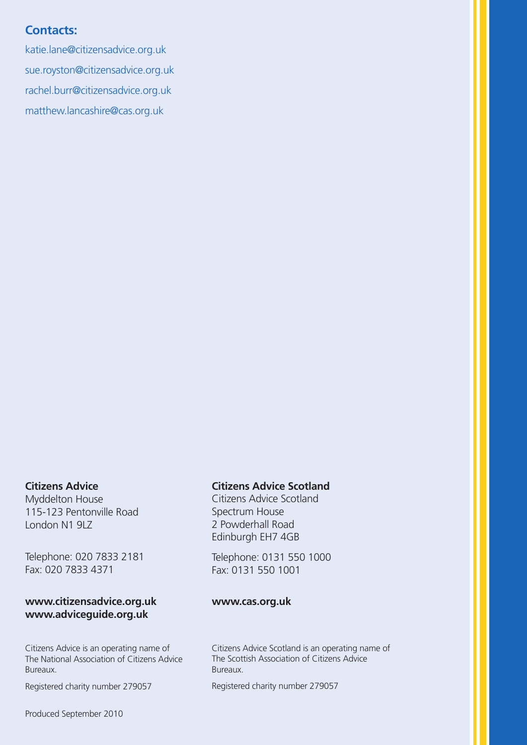## Contacts:

katie.lane@citizensadvice.org.uk

sue.royston@citizensadvice.org.uk

rachel.burr@citizensadvice.org.uk

matthew.lancashire@cas.org.uk

**Citizens Advice**
Myddelton House
115-123 Pentonville Road
London N1 9LZ

Telephone: 020 7833 2181
Fax: 020 7833 4371

**www.citizensadvice.org.uk**
**www.adviceguide.org.uk**

Citizens Advice is an operating name of The National Association of Citizens Advice Bureaux.

Registered charity number 279057

**Citizens Advice Scotland**
Citizens Advice Scotland
Spectrum House
2 Powderhall Road
Edinburgh EH7 4GB

Telephone: 0131 550 1000
Fax: 0131 550 1001

**www.cas.org.uk**

Citizens Advice Scotland is an operating name of The Scottish Association of Citizens Advice Bureaux.

Registered charity number 279057

Produced September 2010